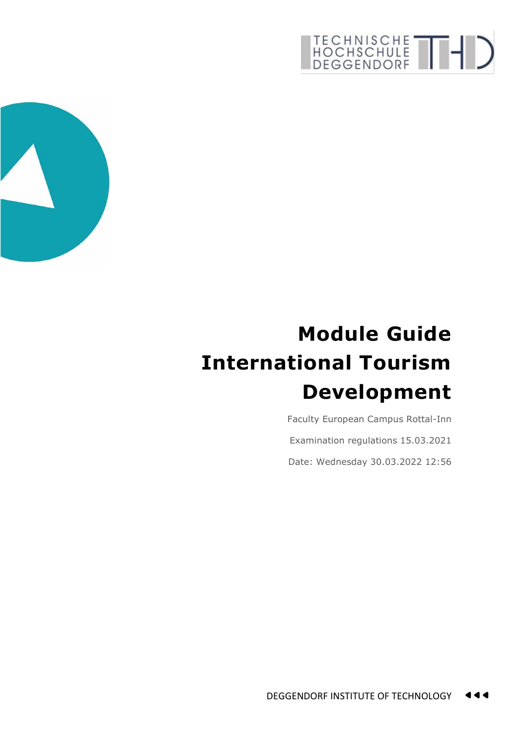# Module Guide International Tourism Development

Faculty European Campus Rottal-Inn

Examination regulations 15.03.2021

Date: Wednesday 30.03.2022 12:56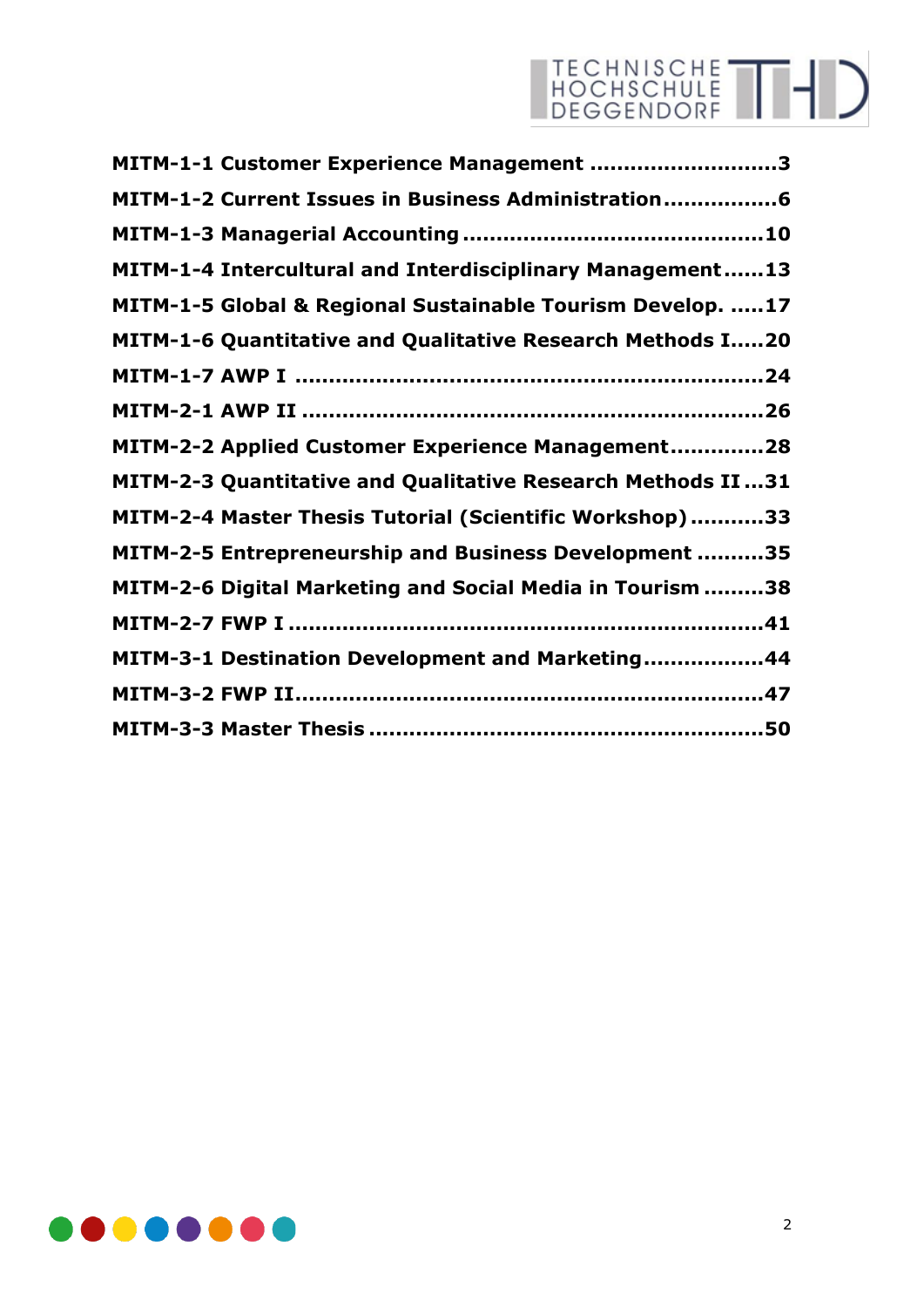**MITM-1-1 Customer Experience Management ............................3**

**MITM-1-2 Current Issues in Business Administration................6**

**MITM-1-3 Managerial Accounting ...........................................10**

**MITM-1-4 Intercultural and Interdisciplinary Management......13**

**MITM-1-5 Global & Regional Sustainable Tourism Develop. .....17**

**MITM-1-6 Quantitative and Qualitative Research Methods I.....20**

**MITM-1-7 AWP I ..................................................................24**

**MITM-2-1 AWP II ..................................................................26**

**MITM-2-2 Applied Customer Experience Management.............28**

**MITM-2-3 Quantitative and Qualitative Research Methods II ...31**

**MITM-2-4 Master Thesis Tutorial (Scientific Workshop) ...........33**

**MITM-2-5 Entrepreneurship and Business Development ..........35**

**MITM-2-6 Digital Marketing and Social Media in Tourism .........38**

**MITM-2-7 FWP I ....................................................................41**

**MITM-3-1 Destination Development and Marketing..................44**

**MITM-3-2 FWP II....................................................................47**

**MITM-3-3 Master Thesis .........................................................50**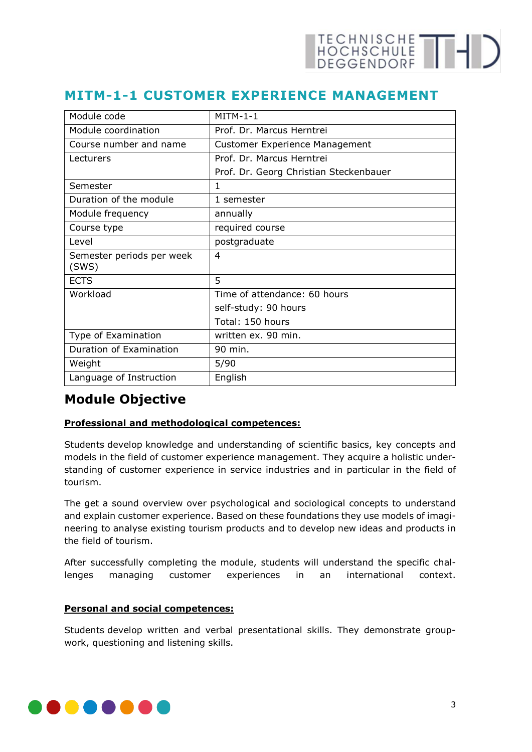## MITM-1-1 CUSTOMER EXPERIENCE MANAGEMENT

| Module code | MITM-1-1 |
|---|---|
| Module coordination | Prof. Dr. Marcus Herntrei |
| Course number and name | Customer Experience Management |
| Lecturers | Prof. Dr. Marcus Herntrei<br>Prof. Dr. Georg Christian Steckenbauer |
| Semester | 1 |
| Duration of the module | 1 semester |
| Module frequency | annually |
| Course type | required course |
| Level | postgraduate |
| Semester periods per week (SWS) | 4 |
| ECTS | 5 |
| Workload | Time of attendance: 60 hours<br>self-study: 90 hours<br>Total: 150 hours |
| Type of Examination | written ex. 90 min. |
| Duration of Examination | 90 min. |
| Weight | 5/90 |
| Language of Instruction | English |

# Module Objective

**Professional and methodological competences:**

Students develop knowledge and understanding of scientific basics, key concepts and models in the field of customer experience management. They acquire a holistic understanding of customer experience in service industries and in particular in the field of tourism.

The get a sound overview over psychological and sociological concepts to understand and explain customer experience. Based on these foundations they use models of imagineering to analyse existing tourism products and to develop new ideas and products in the field of tourism.

After successfully completing the module, students will understand the specific challenges managing customer experiences in an international context.

**Personal and social competences:**

Students develop written and verbal presentational skills. They demonstrate groupwork, questioning and listening skills.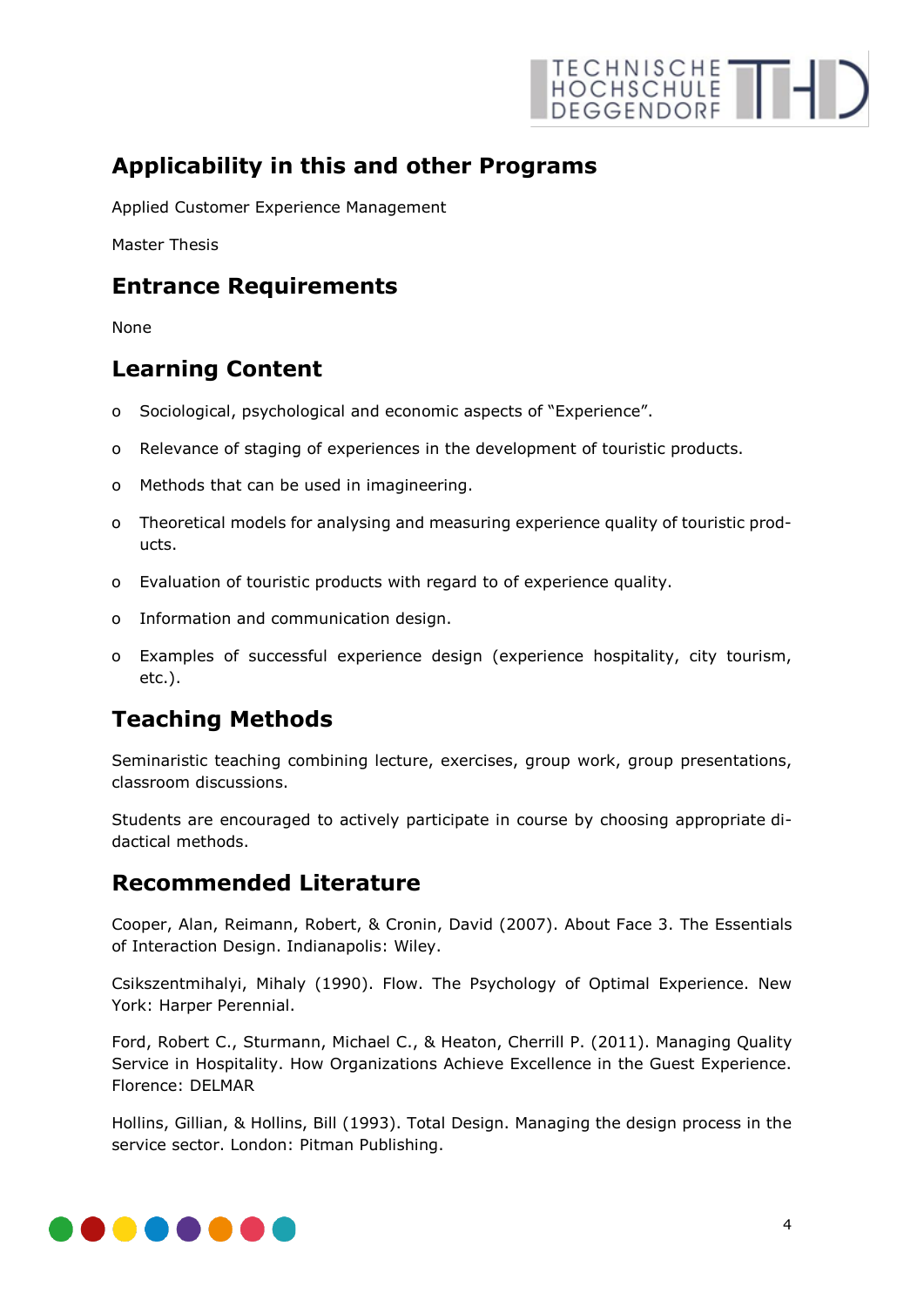## Applicability in this and other Programs

Applied Customer Experience Management

Master Thesis

## Entrance Requirements

None

## Learning Content

- Sociological, psychological and economic aspects of "Experience".
- Relevance of staging of experiences in the development of touristic products.
- Methods that can be used in imagineering.
- Theoretical models for analysing and measuring experience quality of touristic products.
- Evaluation of touristic products with regard to of experience quality.
- Information and communication design.
- Examples of successful experience design (experience hospitality, city tourism, etc.).

## Teaching Methods

Seminaristic teaching combining lecture, exercises, group work, group presentations, classroom discussions.

Students are encouraged to actively participate in course by choosing appropriate didactical methods.

## Recommended Literature

Cooper, Alan, Reimann, Robert, & Cronin, David (2007). About Face 3. The Essentials of Interaction Design. Indianapolis: Wiley.

Csikszentmihalyi, Mihaly (1990). Flow. The Psychology of Optimal Experience. New York: Harper Perennial.

Ford, Robert C., Sturmann, Michael C., & Heaton, Cherrill P. (2011). Managing Quality Service in Hospitality. How Organizations Achieve Excellence in the Guest Experience. Florence: DELMAR

Hollins, Gillian, & Hollins, Bill (1993). Total Design. Managing the design process in the service sector. London: Pitman Publishing.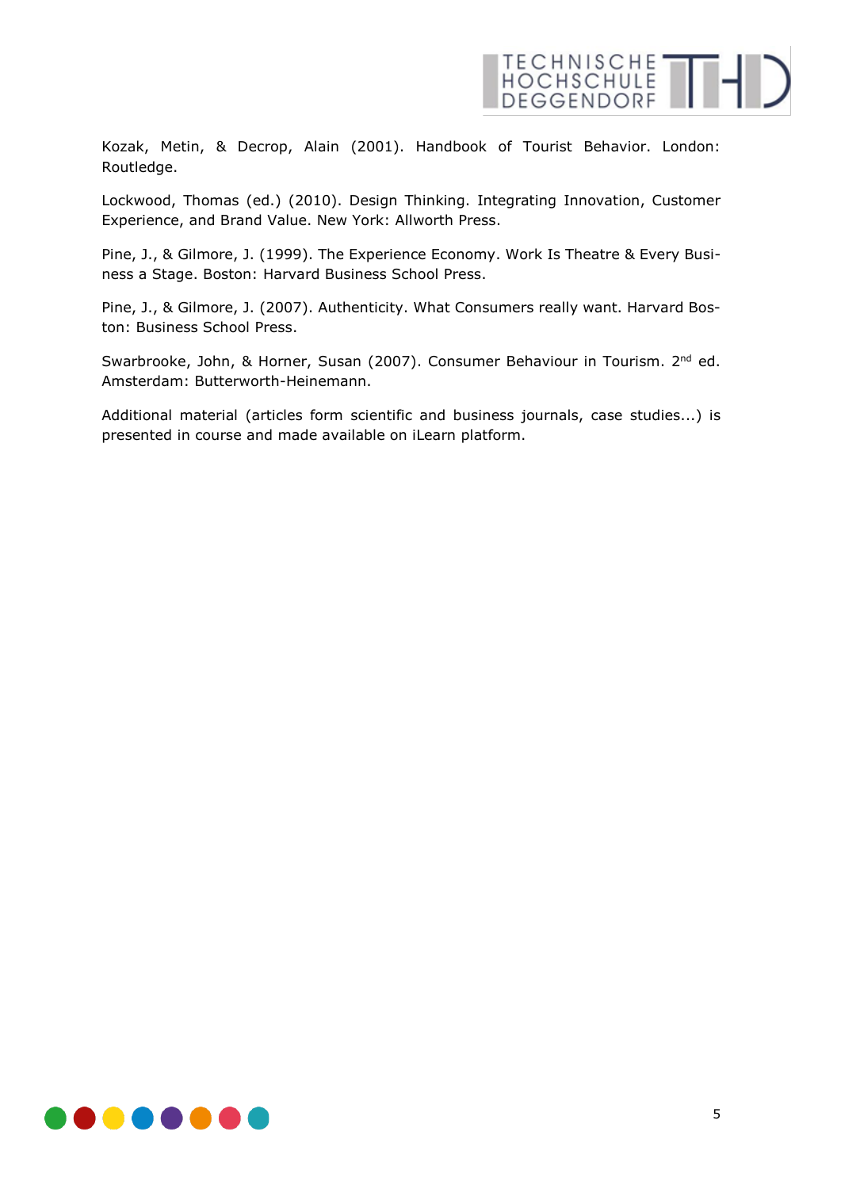Kozak, Metin, & Decrop, Alain (2001). Handbook of Tourist Behavior. London: Routledge.

Lockwood, Thomas (ed.) (2010). Design Thinking. Integrating Innovation, Customer Experience, and Brand Value. New York: Allworth Press.

Pine, J., & Gilmore, J. (1999). The Experience Economy. Work Is Theatre & Every Business a Stage. Boston: Harvard Business School Press.

Pine, J., & Gilmore, J. (2007). Authenticity. What Consumers really want. Harvard Boston: Business School Press.

Swarbrooke, John, & Horner, Susan (2007). Consumer Behaviour in Tourism. 2nd ed. Amsterdam: Butterworth-Heinemann.

Additional material (articles form scientific and business journals, case studies...) is presented in course and made available on iLearn platform.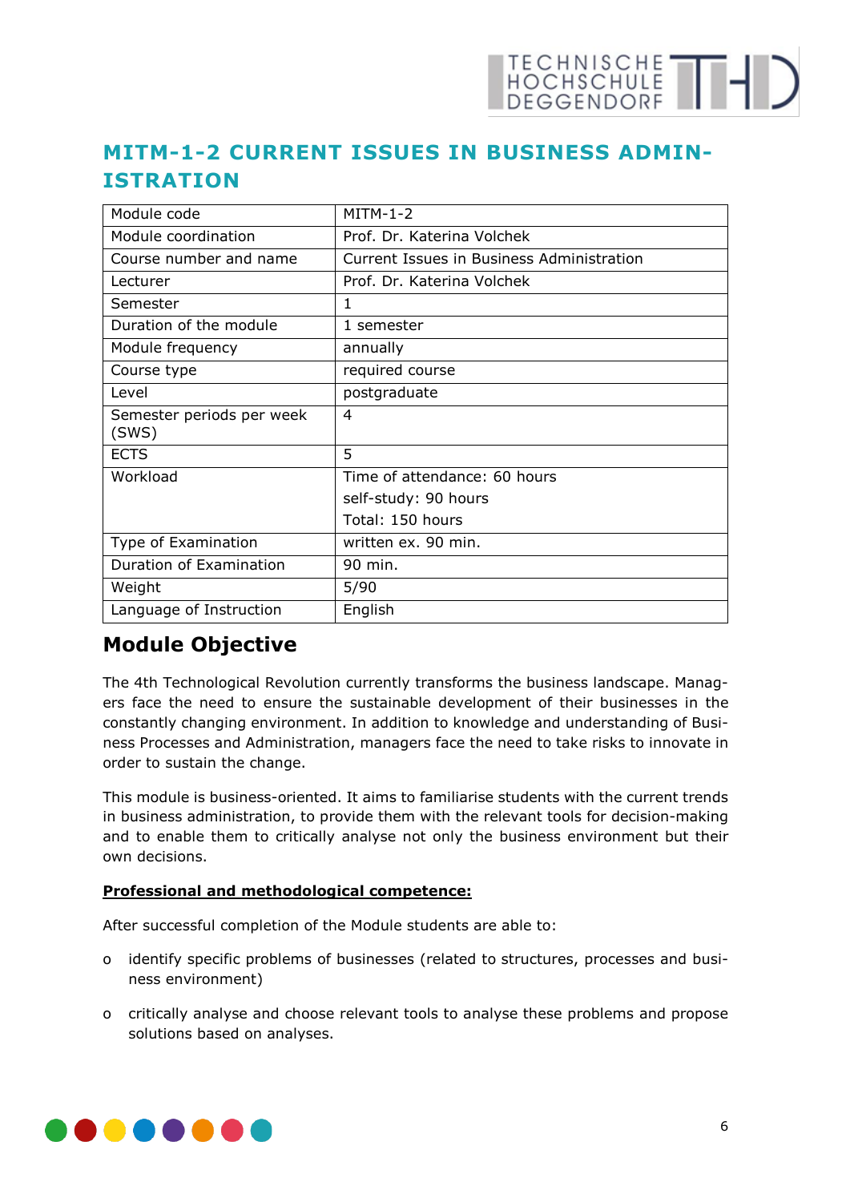# MITM-1-2 CURRENT ISSUES IN BUSINESS ADMINISTRATION

| Module code | MITM-1-2 |
|---|---|
| Module coordination | Prof. Dr. Katerina Volchek |
| Course number and name | Current Issues in Business Administration |
| Lecturer | Prof. Dr. Katerina Volchek |
| Semester | 1 |
| Duration of the module | 1 semester |
| Module frequency | annually |
| Course type | required course |
| Level | postgraduate |
| Semester periods per week (SWS) | 4 |
| ECTS | 5 |
| Workload | Time of attendance: 60 hours<br>self-study: 90 hours<br>Total: 150 hours |
| Type of Examination | written ex. 90 min. |
| Duration of Examination | 90 min. |
| Weight | 5/90 |
| Language of Instruction | English |

## Module Objective

The 4th Technological Revolution currently transforms the business landscape. Managers face the need to ensure the sustainable development of their businesses in the constantly changing environment. In addition to knowledge and understanding of Business Processes and Administration, managers face the need to take risks to innovate in order to sustain the change.

This module is business-oriented. It aims to familiarise students with the current trends in business administration, to provide them with the relevant tools for decision-making and to enable them to critically analyse not only the business environment but their own decisions.

**Professional and methodological competence:**

After successful completion of the Module students are able to:

- identify specific problems of businesses (related to structures, processes and business environment)
- critically analyse and choose relevant tools to analyse these problems and propose solutions based on analyses.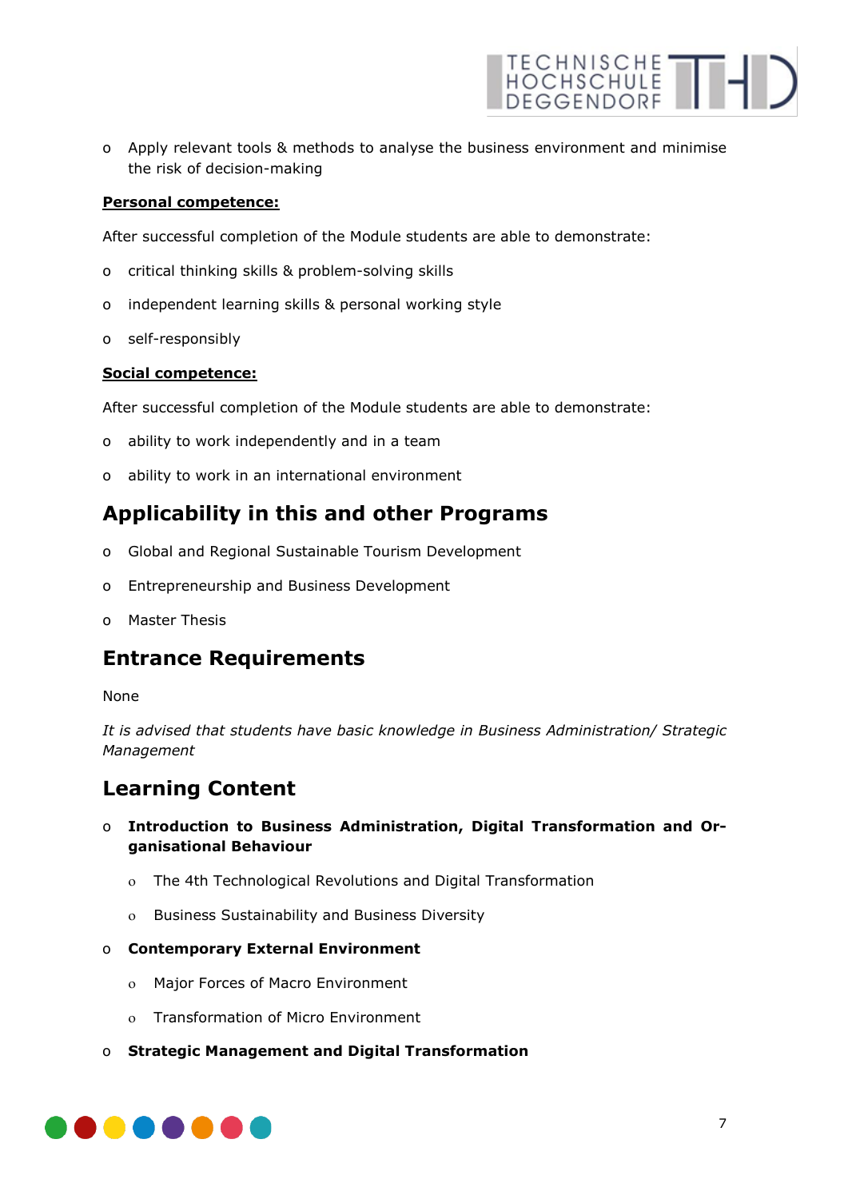- Apply relevant tools & methods to analyse the business environment and minimise the risk of decision-making

**Personal competence:**

After successful completion of the Module students are able to demonstrate:

- critical thinking skills & problem-solving skills
- independent learning skills & personal working style
- self-responsibly

**Social competence:**

After successful completion of the Module students are able to demonstrate:

- ability to work independently and in a team
- ability to work in an international environment

## Applicability in this and other Programs

- Global and Regional Sustainable Tourism Development
- Entrepreneurship and Business Development
- Master Thesis

## Entrance Requirements

None

*It is advised that students have basic knowledge in Business Administration/ Strategic Management*

## Learning Content

- **Introduction to Business Administration, Digital Transformation and Organisational Behaviour**
  - The 4th Technological Revolutions and Digital Transformation
  - Business Sustainability and Business Diversity
- **Contemporary External Environment**
  - Major Forces of Macro Environment
  - Transformation of Micro Environment
- **Strategic Management and Digital Transformation**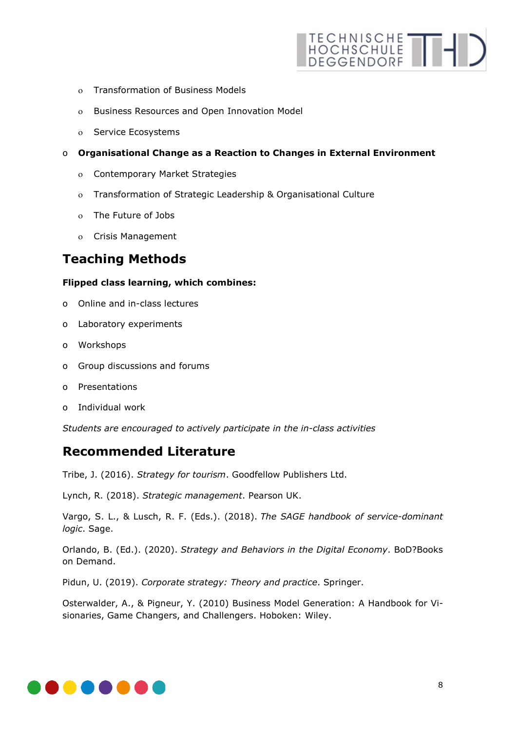- Transformation of Business Models
  - Business Resources and Open Innovation Model
  - Service Ecosystems
- **Organisational Change as a Reaction to Changes in External Environment**
  - Contemporary Market Strategies
  - Transformation of Strategic Leadership & Organisational Culture
  - The Future of Jobs
  - Crisis Management

## Teaching Methods

**Flipped class learning, which combines:**

- Online and in-class lectures
- Laboratory experiments
- Workshops
- Group discussions and forums
- Presentations
- Individual work

*Students are encouraged to actively participate in the in-class activities*

## Recommended Literature

Tribe, J. (2016). *Strategy for tourism*. Goodfellow Publishers Ltd.

Lynch, R. (2018). *Strategic management*. Pearson UK.

Vargo, S. L., & Lusch, R. F. (Eds.). (2018). *The SAGE handbook of service-dominant logic*. Sage.

Orlando, B. (Ed.). (2020). *Strategy and Behaviors in the Digital Economy*. BoD?Books on Demand.

Pidun, U. (2019). *Corporate strategy: Theory and practice*. Springer.

Osterwalder, A., & Pigneur, Y. (2010) Business Model Generation: A Handbook for Visionaries, Game Changers, and Challengers. Hoboken: Wiley.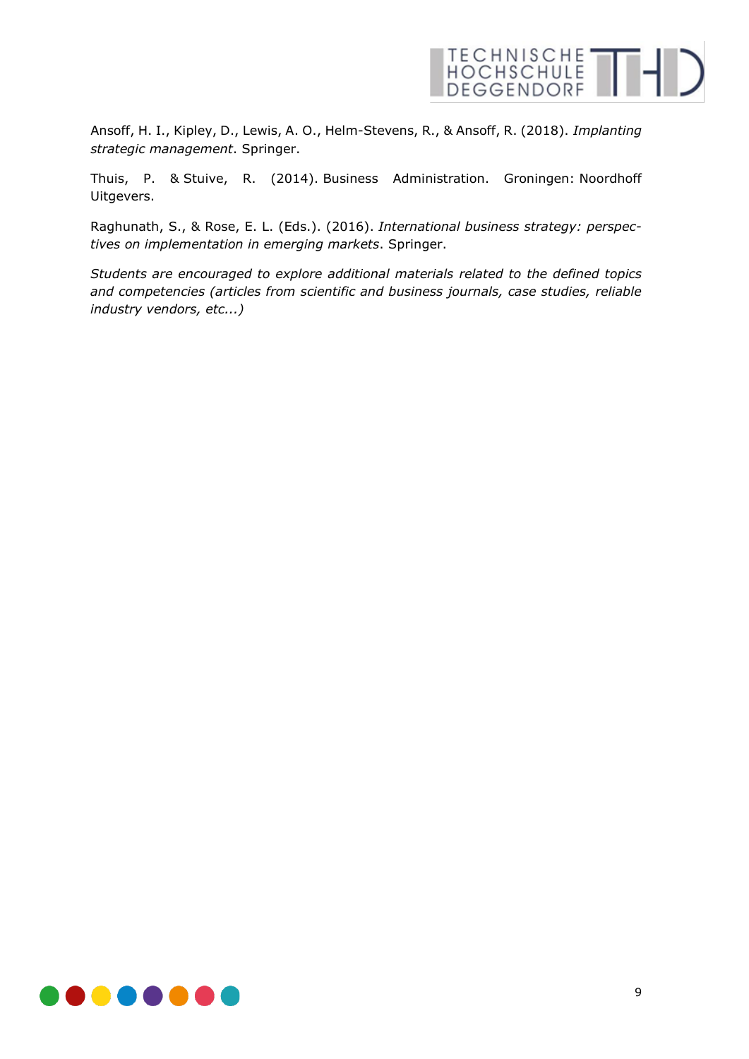Ansoff, H. I., Kipley, D., Lewis, A. O., Helm-Stevens, R., & Ansoff, R. (2018). *Implanting strategic management*. Springer.

Thuis, P. & Stuive, R. (2014). Business Administration. Groningen: Noordhoff Uitgevers.

Raghunath, S., & Rose, E. L. (Eds.). (2016). *International business strategy: perspectives on implementation in emerging markets*. Springer.

*Students are encouraged to explore additional materials related to the defined topics and competencies (articles from scientific and business journals, case studies, reliable industry vendors, etc...)*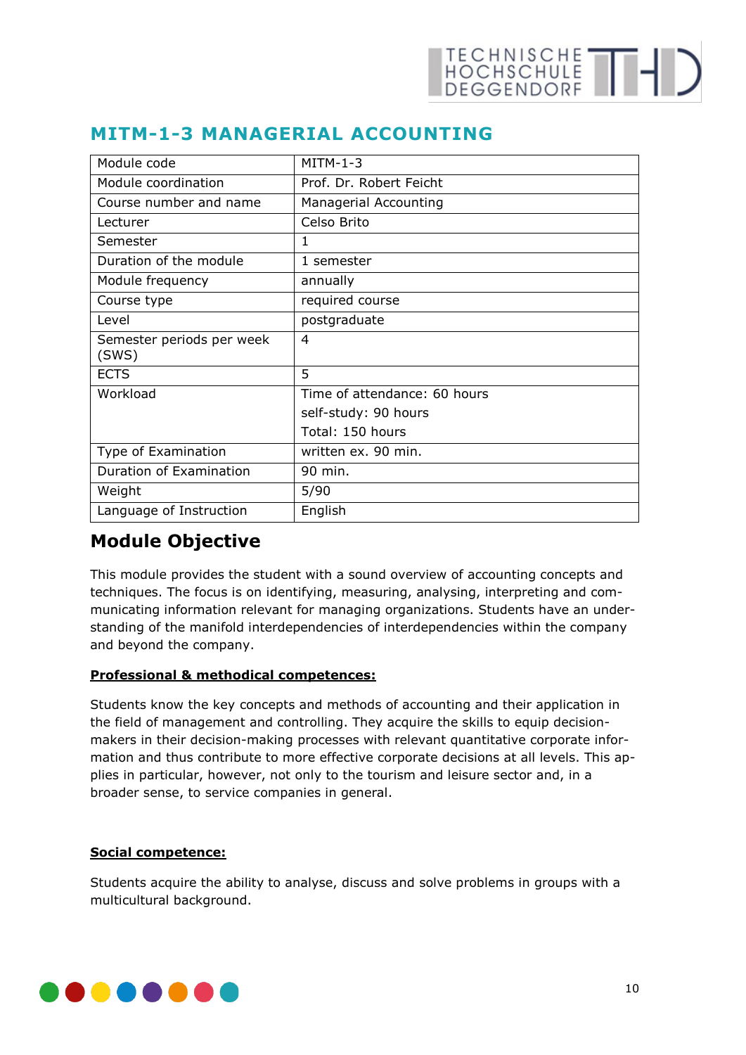# MITM-1-3 MANAGERIAL ACCOUNTING

| Module code | MITM-1-3 |
|---|---|
| Module coordination | Prof. Dr. Robert Feicht |
| Course number and name | Managerial Accounting |
| Lecturer | Celso Brito |
| Semester | 1 |
| Duration of the module | 1 semester |
| Module frequency | annually |
| Course type | required course |
| Level | postgraduate |
| Semester periods per week (SWS) | 4 |
| ECTS | 5 |
| Workload | Time of attendance: 60 hours<br>self-study: 90 hours<br>Total: 150 hours |
| Type of Examination | written ex. 90 min. |
| Duration of Examination | 90 min. |
| Weight | 5/90 |
| Language of Instruction | English |

## Module Objective

This module provides the student with a sound overview of accounting concepts and techniques. The focus is on identifying, measuring, analysing, interpreting and communicating information relevant for managing organizations. Students have an understanding of the manifold interdependencies of interdependencies within the company and beyond the company.

**Professional & methodical competences:**

Students know the key concepts and methods of accounting and their application in the field of management and controlling. They acquire the skills to equip decision-makers in their decision-making processes with relevant quantitative corporate information and thus contribute to more effective corporate decisions at all levels. This applies in particular, however, not only to the tourism and leisure sector and, in a broader sense, to service companies in general.

**Social competence:**

Students acquire the ability to analyse, discuss and solve problems in groups with a multicultural background.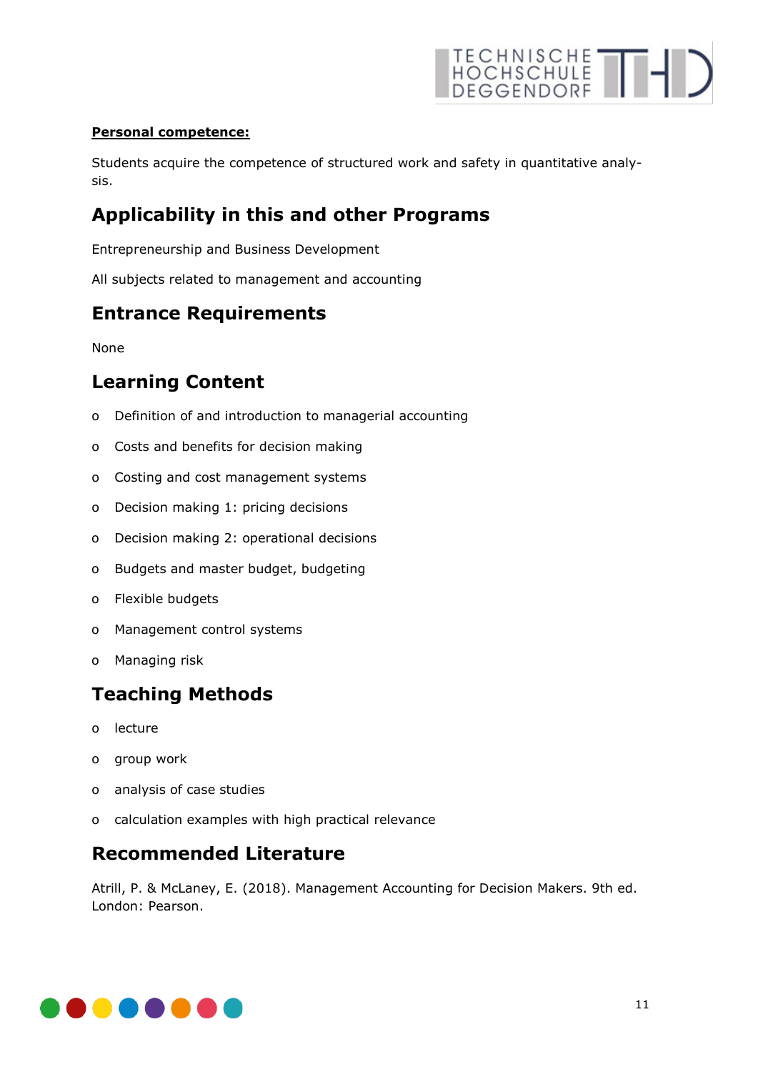**Personal competence:**

Students acquire the competence of structured work and safety in quantitative analysis.

## Applicability in this and other Programs

Entrepreneurship and Business Development

All subjects related to management and accounting

## Entrance Requirements

None

## Learning Content

- Definition of and introduction to managerial accounting
- Costs and benefits for decision making
- Costing and cost management systems
- Decision making 1: pricing decisions
- Decision making 2: operational decisions
- Budgets and master budget, budgeting
- Flexible budgets
- Management control systems
- Managing risk

## Teaching Methods

- lecture
- group work
- analysis of case studies
- calculation examples with high practical relevance

## Recommended Literature

Atrill, P. & McLaney, E. (2018). Management Accounting for Decision Makers. 9th ed. London: Pearson.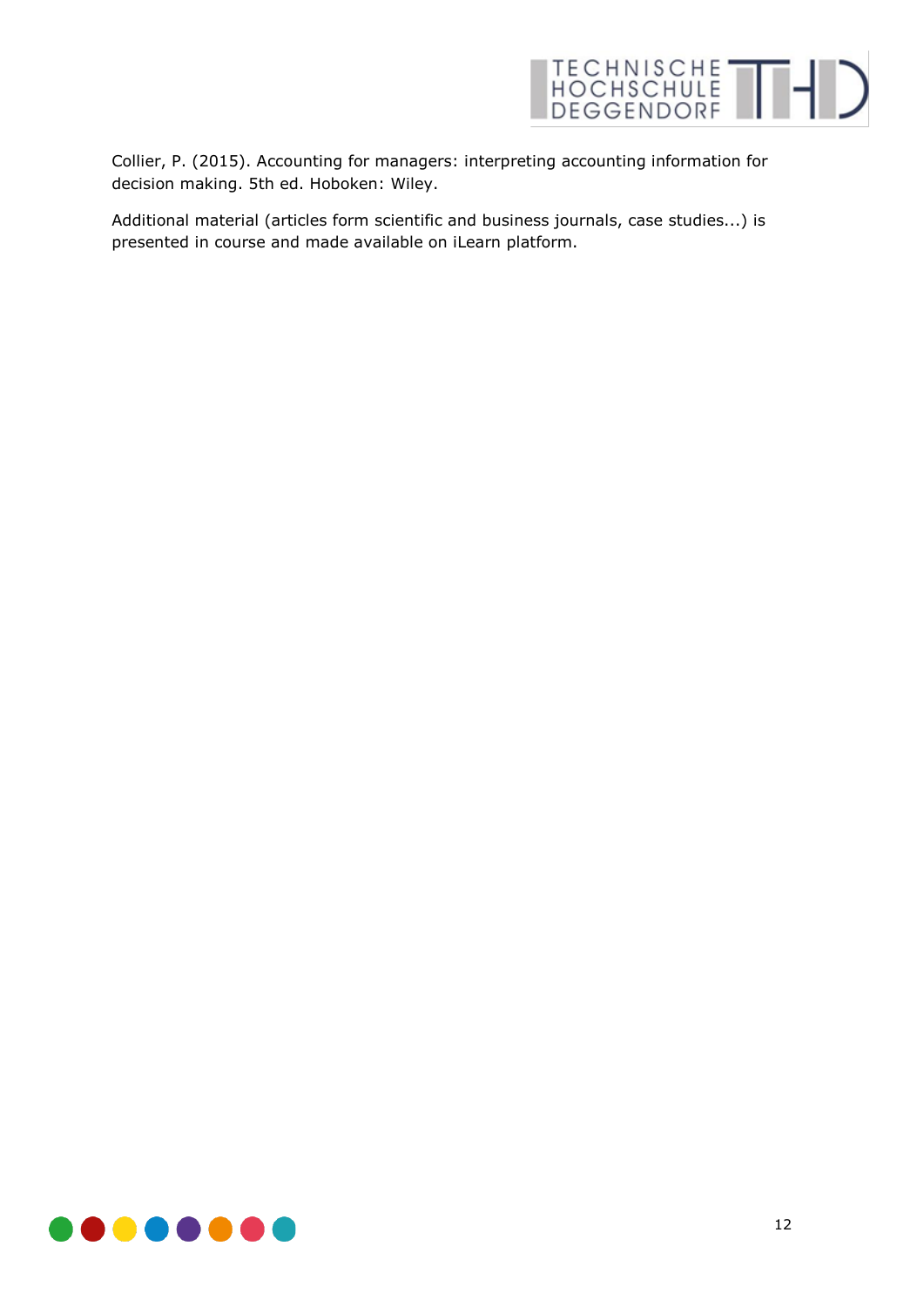Collier, P. (2015). Accounting for managers: interpreting accounting information for decision making. 5th ed. Hoboken: Wiley.

Additional material (articles form scientific and business journals, case studies...) is presented in course and made available on iLearn platform.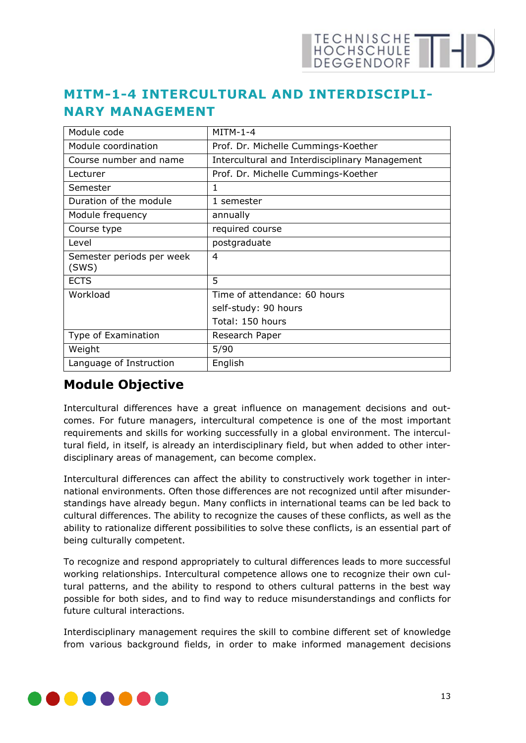# MITM-1-4 INTERCULTURAL AND INTERDISCIPLINARY MANAGEMENT

| Module code | MITM-1-4 |
|---|---|
| Module coordination | Prof. Dr. Michelle Cummings-Koether |
| Course number and name | Intercultural and Interdisciplinary Management |
| Lecturer | Prof. Dr. Michelle Cummings-Koether |
| Semester | 1 |
| Duration of the module | 1 semester |
| Module frequency | annually |
| Course type | required course |
| Level | postgraduate |
| Semester periods per week (SWS) | 4 |
| ECTS | 5 |
| Workload | Time of attendance: 60 hours<br>self-study: 90 hours<br>Total: 150 hours |
| Type of Examination | Research Paper |
| Weight | 5/90 |
| Language of Instruction | English |

## Module Objective

Intercultural differences have a great influence on management decisions and outcomes. For future managers, intercultural competence is one of the most important requirements and skills for working successfully in a global environment. The intercultural field, in itself, is already an interdisciplinary field, but when added to other interdisciplinary areas of management, can become complex.

Intercultural differences can affect the ability to constructively work together in international environments. Often those differences are not recognized until after misunderstandings have already begun. Many conflicts in international teams can be led back to cultural differences. The ability to recognize the causes of these conflicts, as well as the ability to rationalize different possibilities to solve these conflicts, is an essential part of being culturally competent.

To recognize and respond appropriately to cultural differences leads to more successful working relationships. Intercultural competence allows one to recognize their own cultural patterns, and the ability to respond to others cultural patterns in the best way possible for both sides, and to find way to reduce misunderstandings and conflicts for future cultural interactions.

Interdisciplinary management requires the skill to combine different set of knowledge from various background fields, in order to make informed management decisions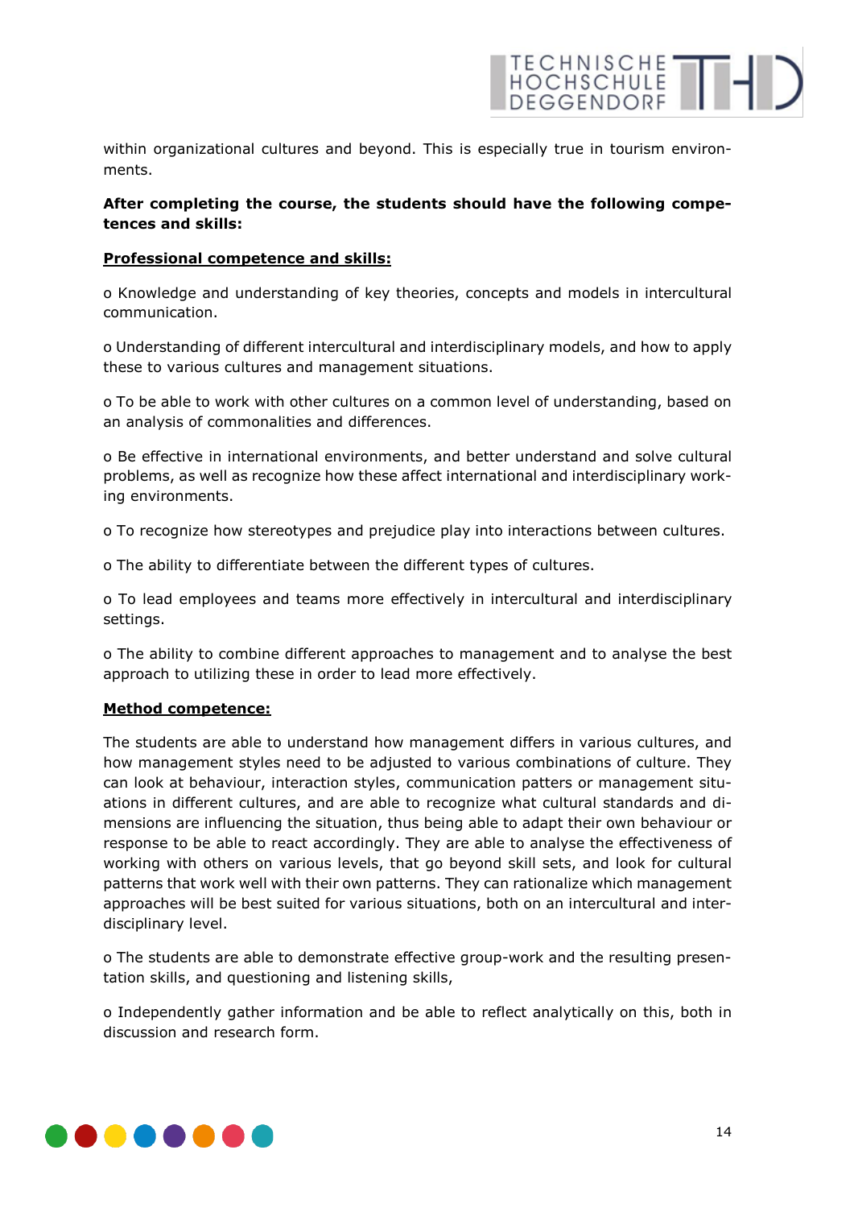within organizational cultures and beyond. This is especially true in tourism environments.

**After completing the course, the students should have the following competences and skills:**

**Professional competence and skills:**

o Knowledge and understanding of key theories, concepts and models in intercultural communication.

o Understanding of different intercultural and interdisciplinary models, and how to apply these to various cultures and management situations.

o To be able to work with other cultures on a common level of understanding, based on an analysis of commonalities and differences.

o Be effective in international environments, and better understand and solve cultural problems, as well as recognize how these affect international and interdisciplinary working environments.

o To recognize how stereotypes and prejudice play into interactions between cultures.

o The ability to differentiate between the different types of cultures.

o To lead employees and teams more effectively in intercultural and interdisciplinary settings.

o The ability to combine different approaches to management and to analyse the best approach to utilizing these in order to lead more effectively.

**Method competence:**

The students are able to understand how management differs in various cultures, and how management styles need to be adjusted to various combinations of culture. They can look at behaviour, interaction styles, communication patters or management situations in different cultures, and are able to recognize what cultural standards and dimensions are influencing the situation, thus being able to adapt their own behaviour or response to be able to react accordingly. They are able to analyse the effectiveness of working with others on various levels, that go beyond skill sets, and look for cultural patterns that work well with their own patterns. They can rationalize which management approaches will be best suited for various situations, both on an intercultural and interdisciplinary level.

o The students are able to demonstrate effective group-work and the resulting presentation skills, and questioning and listening skills,

o Independently gather information and be able to reflect analytically on this, both in discussion and research form.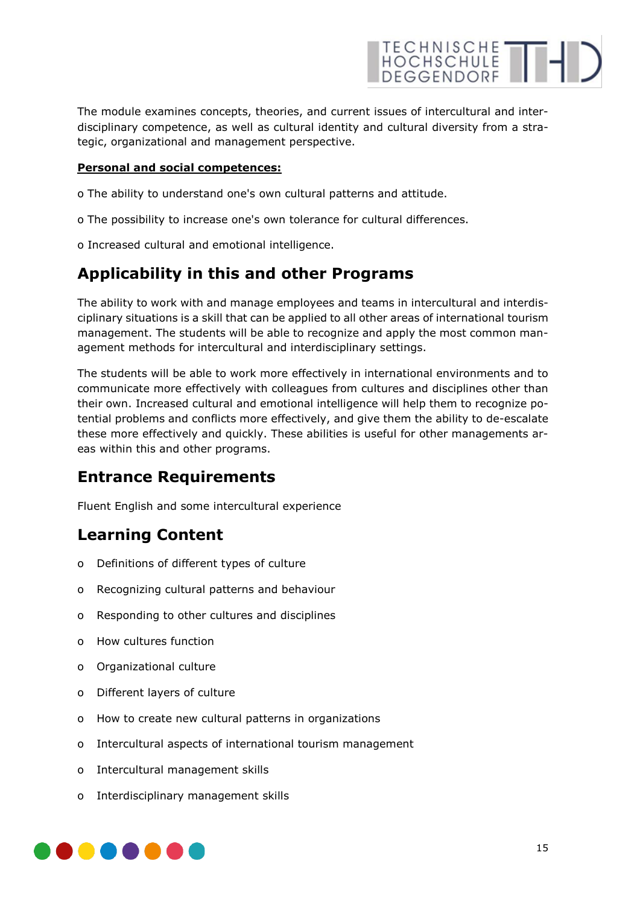The module examines concepts, theories, and current issues of intercultural and interdisciplinary competence, as well as cultural identity and cultural diversity from a strategic, organizational and management perspective.

**Personal and social competences:**

o The ability to understand one's own cultural patterns and attitude.

o The possibility to increase one's own tolerance for cultural differences.

o Increased cultural and emotional intelligence.

## Applicability in this and other Programs

The ability to work with and manage employees and teams in intercultural and interdisciplinary situations is a skill that can be applied to all other areas of international tourism management. The students will be able to recognize and apply the most common management methods for intercultural and interdisciplinary settings.

The students will be able to work more effectively in international environments and to communicate more effectively with colleagues from cultures and disciplines other than their own. Increased cultural and emotional intelligence will help them to recognize potential problems and conflicts more effectively, and give them the ability to de-escalate these more effectively and quickly. These abilities is useful for other managements areas within this and other programs.

## Entrance Requirements

Fluent English and some intercultural experience

## Learning Content

- Definitions of different types of culture
- Recognizing cultural patterns and behaviour
- Responding to other cultures and disciplines
- How cultures function
- Organizational culture
- Different layers of culture
- How to create new cultural patterns in organizations
- Intercultural aspects of international tourism management
- Intercultural management skills
- Interdisciplinary management skills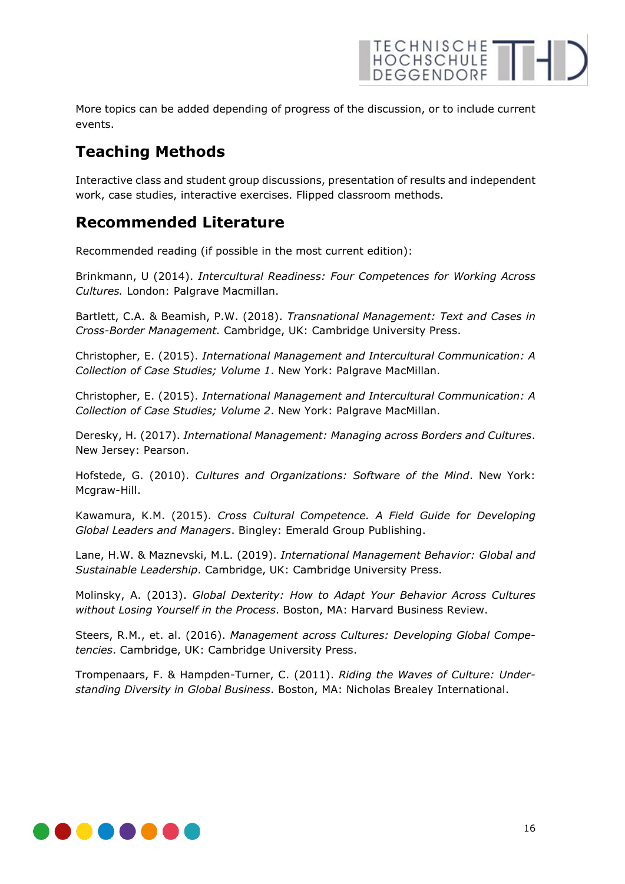More topics can be added depending of progress of the discussion, or to include current events.

## Teaching Methods

Interactive class and student group discussions, presentation of results and independent work, case studies, interactive exercises. Flipped classroom methods.

## Recommended Literature

Recommended reading (if possible in the most current edition):

Brinkmann, U (2014). *Intercultural Readiness: Four Competences for Working Across Cultures.* London: Palgrave Macmillan.

Bartlett, C.A. & Beamish, P.W. (2018). *Transnational Management: Text and Cases in Cross-Border Management.* Cambridge, UK: Cambridge University Press.

Christopher, E. (2015). *International Management and Intercultural Communication: A Collection of Case Studies; Volume 1*. New York: Palgrave MacMillan.

Christopher, E. (2015). *International Management and Intercultural Communication: A Collection of Case Studies; Volume 2*. New York: Palgrave MacMillan.

Deresky, H. (2017). *International Management: Managing across Borders and Cultures*. New Jersey: Pearson.

Hofstede, G. (2010). *Cultures and Organizations: Software of the Mind*. New York: Mcgraw-Hill.

Kawamura, K.M. (2015). *Cross Cultural Competence. A Field Guide for Developing Global Leaders and Managers*. Bingley: Emerald Group Publishing.

Lane, H.W. & Maznevski, M.L. (2019). *International Management Behavior: Global and Sustainable Leadership*. Cambridge, UK: Cambridge University Press.

Molinsky, A. (2013). *Global Dexterity: How to Adapt Your Behavior Across Cultures without Losing Yourself in the Process*. Boston, MA: Harvard Business Review.

Steers, R.M., et. al. (2016). *Management across Cultures: Developing Global Competencies*. Cambridge, UK: Cambridge University Press.

Trompenaars, F. & Hampden-Turner, C. (2011). *Riding the Waves of Culture: Understanding Diversity in Global Business*. Boston, MA: Nicholas Brealey International.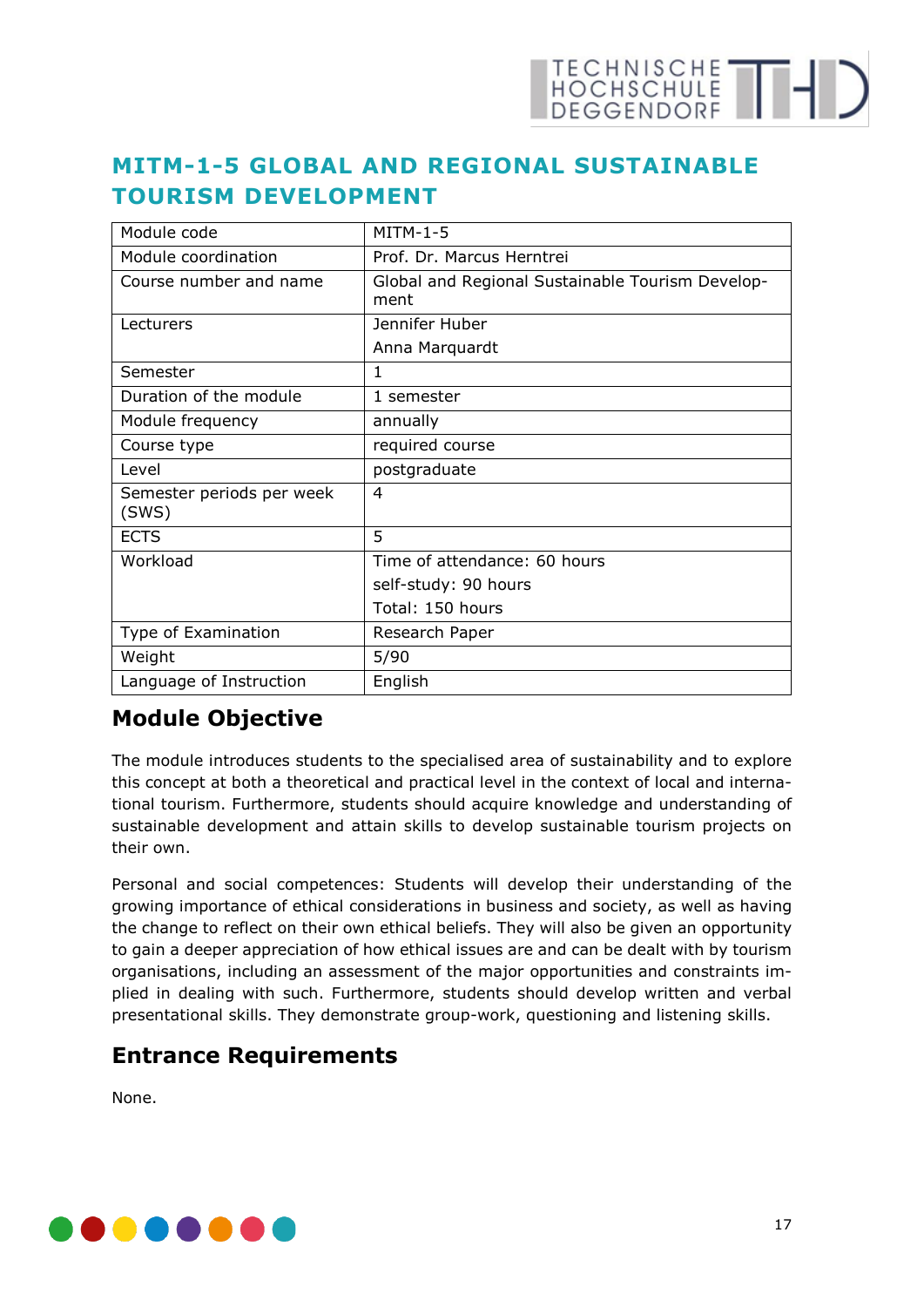# MITM-1-5 GLOBAL AND REGIONAL SUSTAINABLE TOURISM DEVELOPMENT

| Module code | MITM-1-5 |
|---|---|
| Module coordination | Prof. Dr. Marcus Herntrei |
| Course number and name | Global and Regional Sustainable Tourism Development |
| Lecturers | Jennifer Huber<br>Anna Marquardt |
| Semester | 1 |
| Duration of the module | 1 semester |
| Module frequency | annually |
| Course type | required course |
| Level | postgraduate |
| Semester periods per week (SWS) | 4 |
| ECTS | 5 |
| Workload | Time of attendance: 60 hours<br>self-study: 90 hours<br>Total: 150 hours |
| Type of Examination | Research Paper |
| Weight | 5/90 |
| Language of Instruction | English |

## Module Objective

The module introduces students to the specialised area of sustainability and to explore this concept at both a theoretical and practical level in the context of local and international tourism. Furthermore, students should acquire knowledge and understanding of sustainable development and attain skills to develop sustainable tourism projects on their own.

Personal and social competences: Students will develop their understanding of the growing importance of ethical considerations in business and society, as well as having the change to reflect on their own ethical beliefs. They will also be given an opportunity to gain a deeper appreciation of how ethical issues are and can be dealt with by tourism organisations, including an assessment of the major opportunities and constraints implied in dealing with such. Furthermore, students should develop written and verbal presentational skills. They demonstrate group-work, questioning and listening skills.

## Entrance Requirements

None.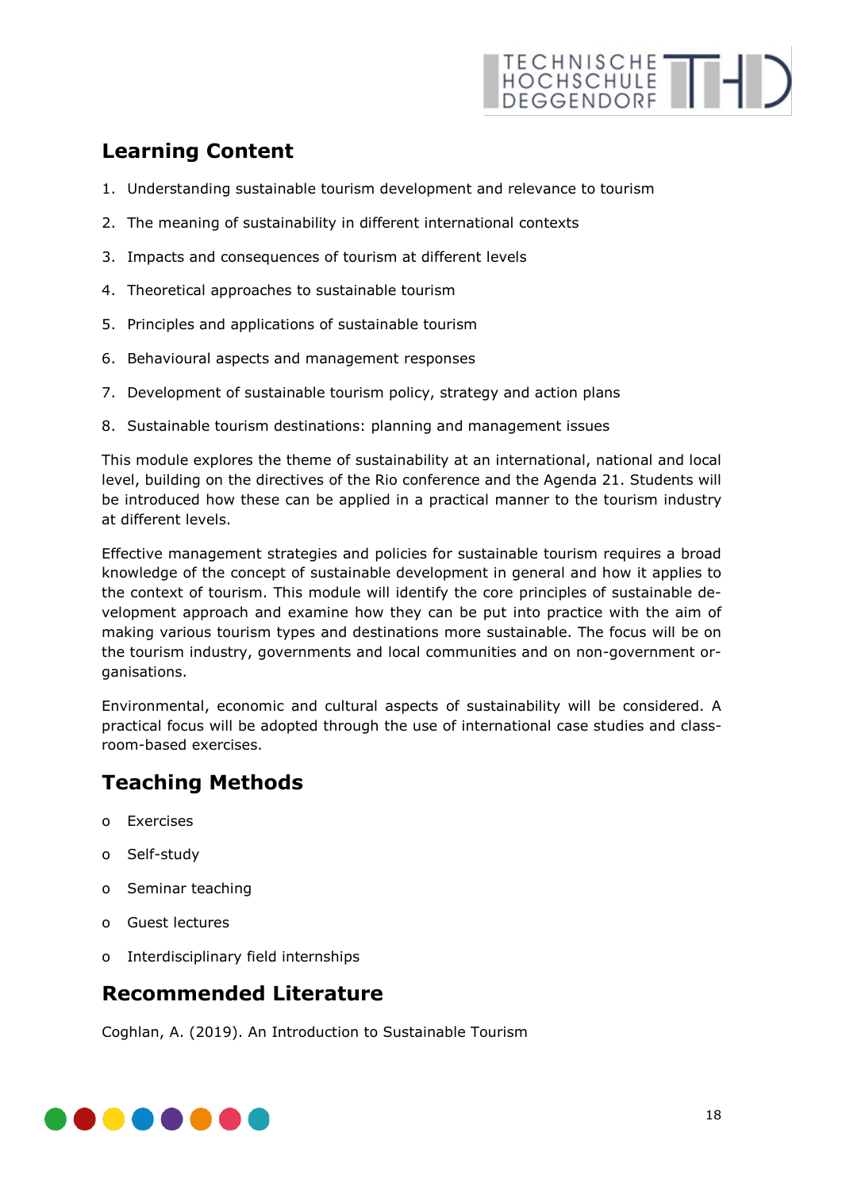## Learning Content

1. Understanding sustainable tourism development and relevance to tourism
2. The meaning of sustainability in different international contexts
3. Impacts and consequences of tourism at different levels
4. Theoretical approaches to sustainable tourism
5. Principles and applications of sustainable tourism
6. Behavioural aspects and management responses
7. Development of sustainable tourism policy, strategy and action plans
8. Sustainable tourism destinations: planning and management issues

This module explores the theme of sustainability at an international, national and local level, building on the directives of the Rio conference and the Agenda 21. Students will be introduced how these can be applied in a practical manner to the tourism industry at different levels.

Effective management strategies and policies for sustainable tourism requires a broad knowledge of the concept of sustainable development in general and how it applies to the context of tourism. This module will identify the core principles of sustainable development approach and examine how they can be put into practice with the aim of making various tourism types and destinations more sustainable. The focus will be on the tourism industry, governments and local communities and on non-government organisations.

Environmental, economic and cultural aspects of sustainability will be considered. A practical focus will be adopted through the use of international case studies and classroom-based exercises.

## Teaching Methods

- Exercises
- Self-study
- Seminar teaching
- Guest lectures
- Interdisciplinary field internships

## Recommended Literature

Coghlan, A. (2019). An Introduction to Sustainable Tourism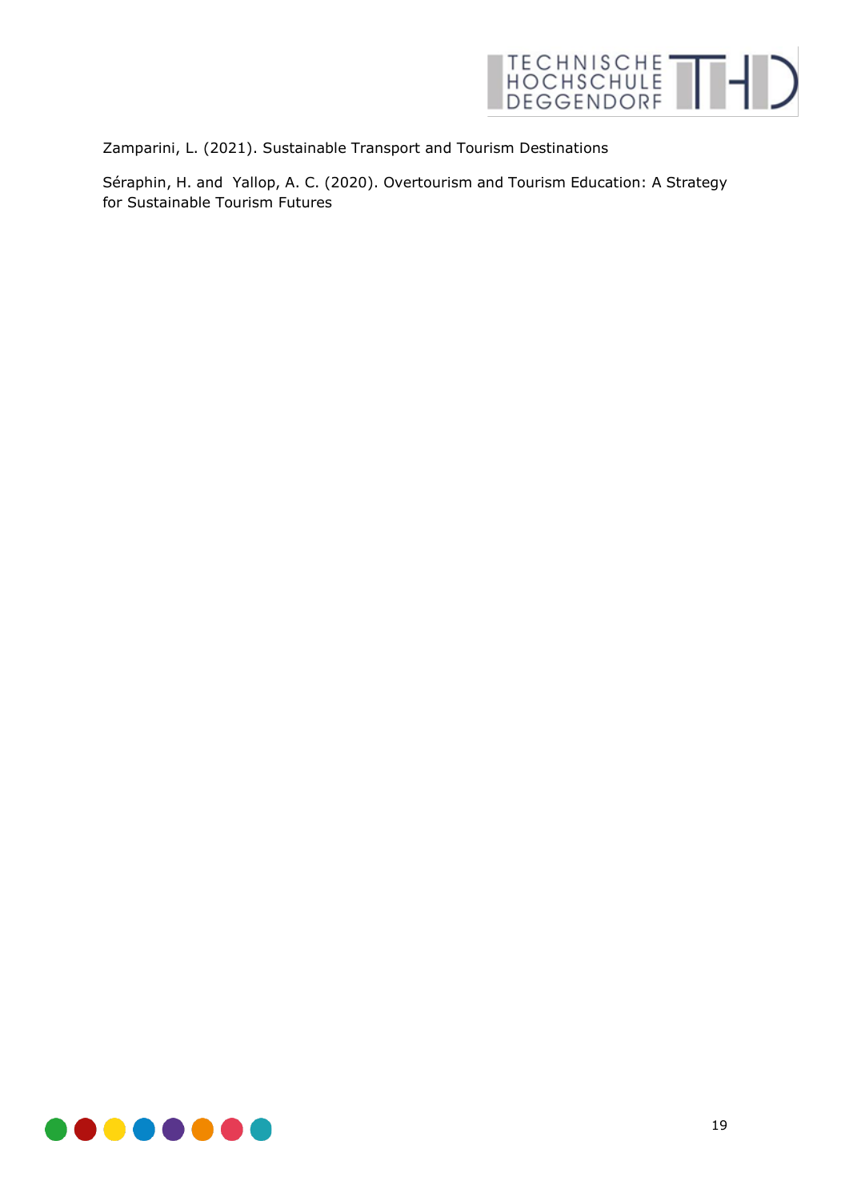Zamparini, L. (2021). Sustainable Transport and Tourism Destinations

Séraphin, H. and Yallop, A. C. (2020). Overtourism and Tourism Education: A Strategy for Sustainable Tourism Futures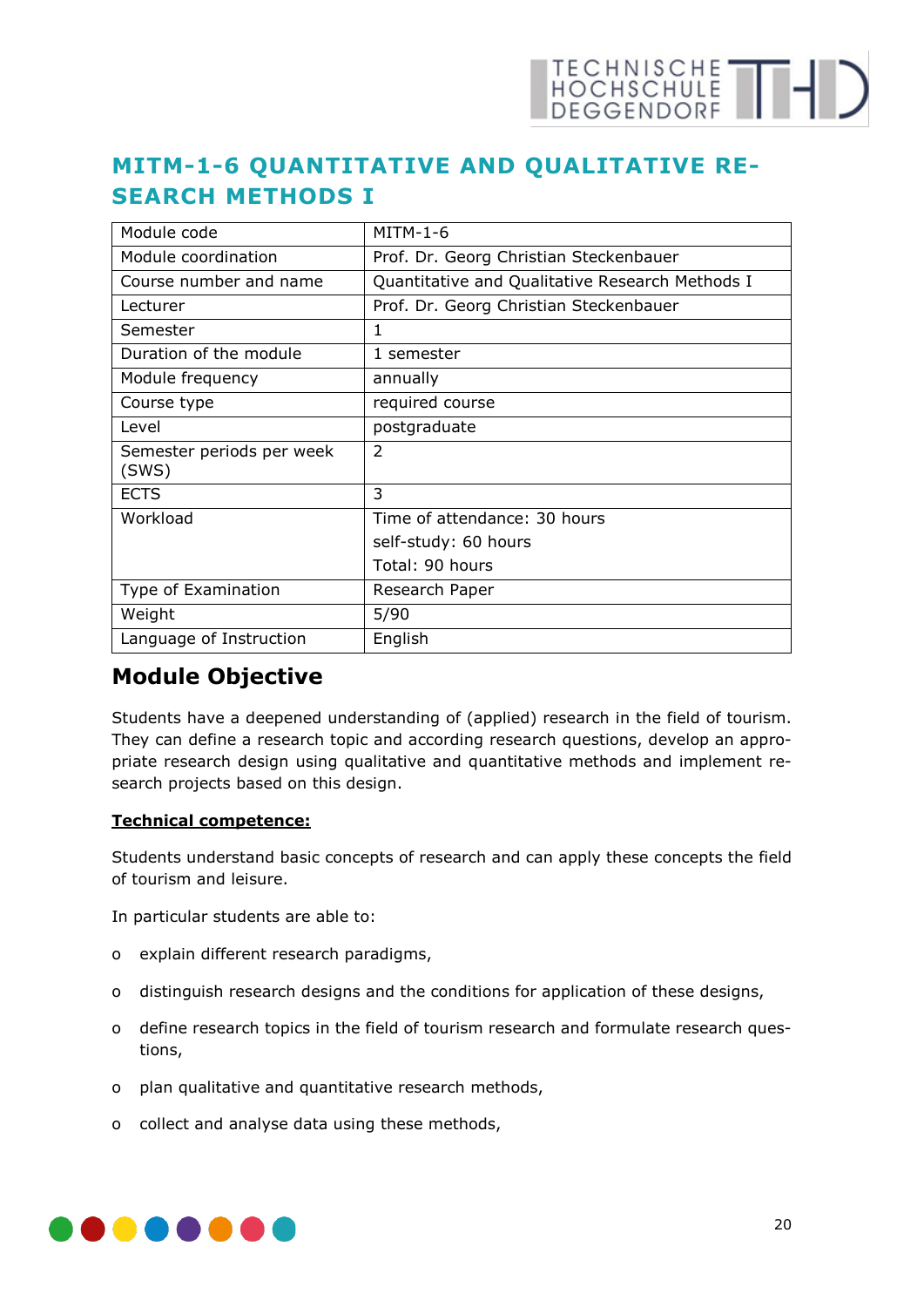# MITM-1-6 QUANTITATIVE AND QUALITATIVE RESEARCH METHODS I

| Module code | MITM-1-6 |
|---|---|
| Module coordination | Prof. Dr. Georg Christian Steckenbauer |
| Course number and name | Quantitative and Qualitative Research Methods I |
| Lecturer | Prof. Dr. Georg Christian Steckenbauer |
| Semester | 1 |
| Duration of the module | 1 semester |
| Module frequency | annually |
| Course type | required course |
| Level | postgraduate |
| Semester periods per week (SWS) | 2 |
| ECTS | 3 |
| Workload | Time of attendance: 30 hours<br>self-study: 60 hours<br>Total: 90 hours |
| Type of Examination | Research Paper |
| Weight | 5/90 |
| Language of Instruction | English |

## Module Objective

Students have a deepened understanding of (applied) research in the field of tourism. They can define a research topic and according research questions, develop an appropriate research design using qualitative and quantitative methods and implement research projects based on this design.

**Technical competence:**

Students understand basic concepts of research and can apply these concepts the field of tourism and leisure.

In particular students are able to:

- explain different research paradigms,
- distinguish research designs and the conditions for application of these designs,
- define research topics in the field of tourism research and formulate research questions,
- plan qualitative and quantitative research methods,
- collect and analyse data using these methods,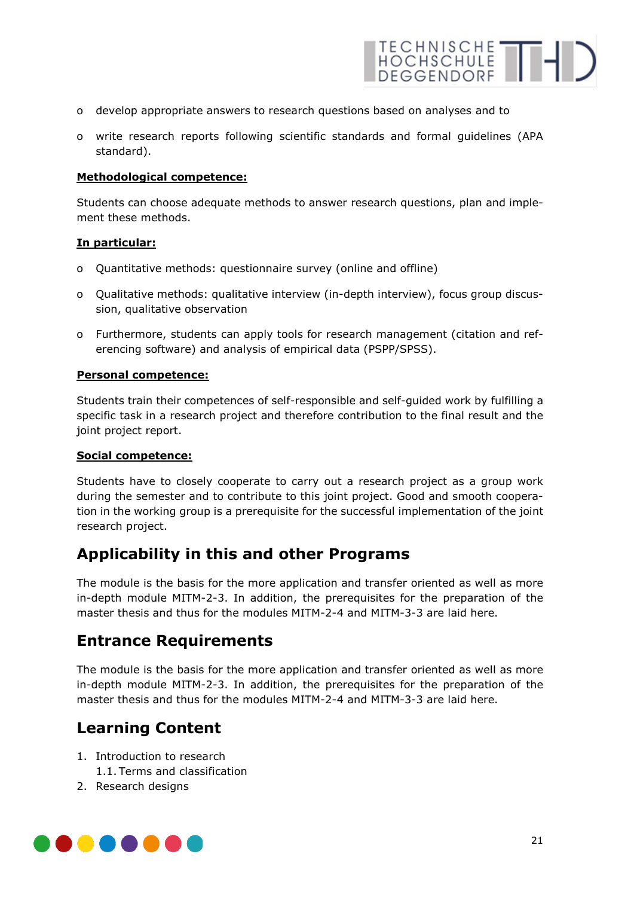- develop appropriate answers to research questions based on analyses and to
- write research reports following scientific standards and formal guidelines (APA standard).

**Methodological competence:**

Students can choose adequate methods to answer research questions, plan and implement these methods.

**In particular:**

- Quantitative methods: questionnaire survey (online and offline)
- Qualitative methods: qualitative interview (in-depth interview), focus group discussion, qualitative observation
- Furthermore, students can apply tools for research management (citation and referencing software) and analysis of empirical data (PSPP/SPSS).

**Personal competence:**

Students train their competences of self-responsible and self-guided work by fulfilling a specific task in a research project and therefore contribution to the final result and the joint project report.

**Social competence:**

Students have to closely cooperate to carry out a research project as a group work during the semester and to contribute to this joint project. Good and smooth cooperation in the working group is a prerequisite for the successful implementation of the joint research project.

## Applicability in this and other Programs

The module is the basis for the more application and transfer oriented as well as more in-depth module MITM-2-3. In addition, the prerequisites for the preparation of the master thesis and thus for the modules MITM-2-4 and MITM-3-3 are laid here.

## Entrance Requirements

The module is the basis for the more application and transfer oriented as well as more in-depth module MITM-2-3. In addition, the prerequisites for the preparation of the master thesis and thus for the modules MITM-2-4 and MITM-3-3 are laid here.

## Learning Content

1. Introduction to research
   1.1. Terms and classification
2. Research designs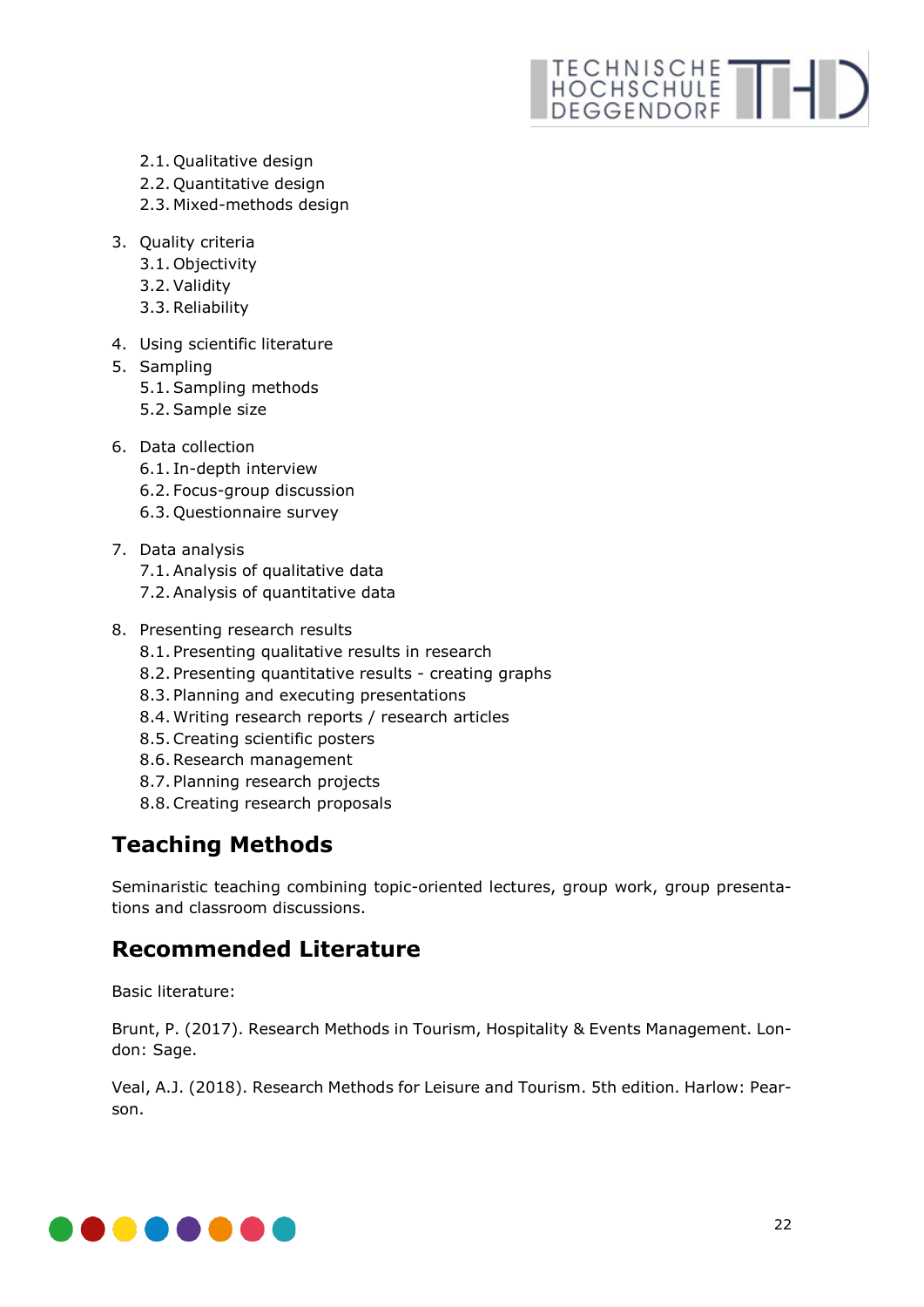- 2.1. Qualitative design
   - 2.2. Quantitative design
   - 2.3. Mixed-methods design

3. Quality criteria
   - 3.1. Objectivity
   - 3.2. Validity
   - 3.3. Reliability

4. Using scientific literature
5. Sampling
   - 5.1. Sampling methods
   - 5.2. Sample size

6. Data collection
   - 6.1. In-depth interview
   - 6.2. Focus-group discussion
   - 6.3. Questionnaire survey

7. Data analysis
   - 7.1. Analysis of qualitative data
   - 7.2. Analysis of quantitative data

8. Presenting research results
   - 8.1. Presenting qualitative results in research
   - 8.2. Presenting quantitative results - creating graphs
   - 8.3. Planning and executing presentations
   - 8.4. Writing research reports / research articles
   - 8.5. Creating scientific posters
   - 8.6. Research management
   - 8.7. Planning research projects
   - 8.8. Creating research proposals

## Teaching Methods

Seminaristic teaching combining topic-oriented lectures, group work, group presentations and classroom discussions.

## Recommended Literature

Basic literature:

Brunt, P. (2017). Research Methods in Tourism, Hospitality & Events Management. London: Sage.

Veal, A.J. (2018). Research Methods for Leisure and Tourism. 5th edition. Harlow: Pearson.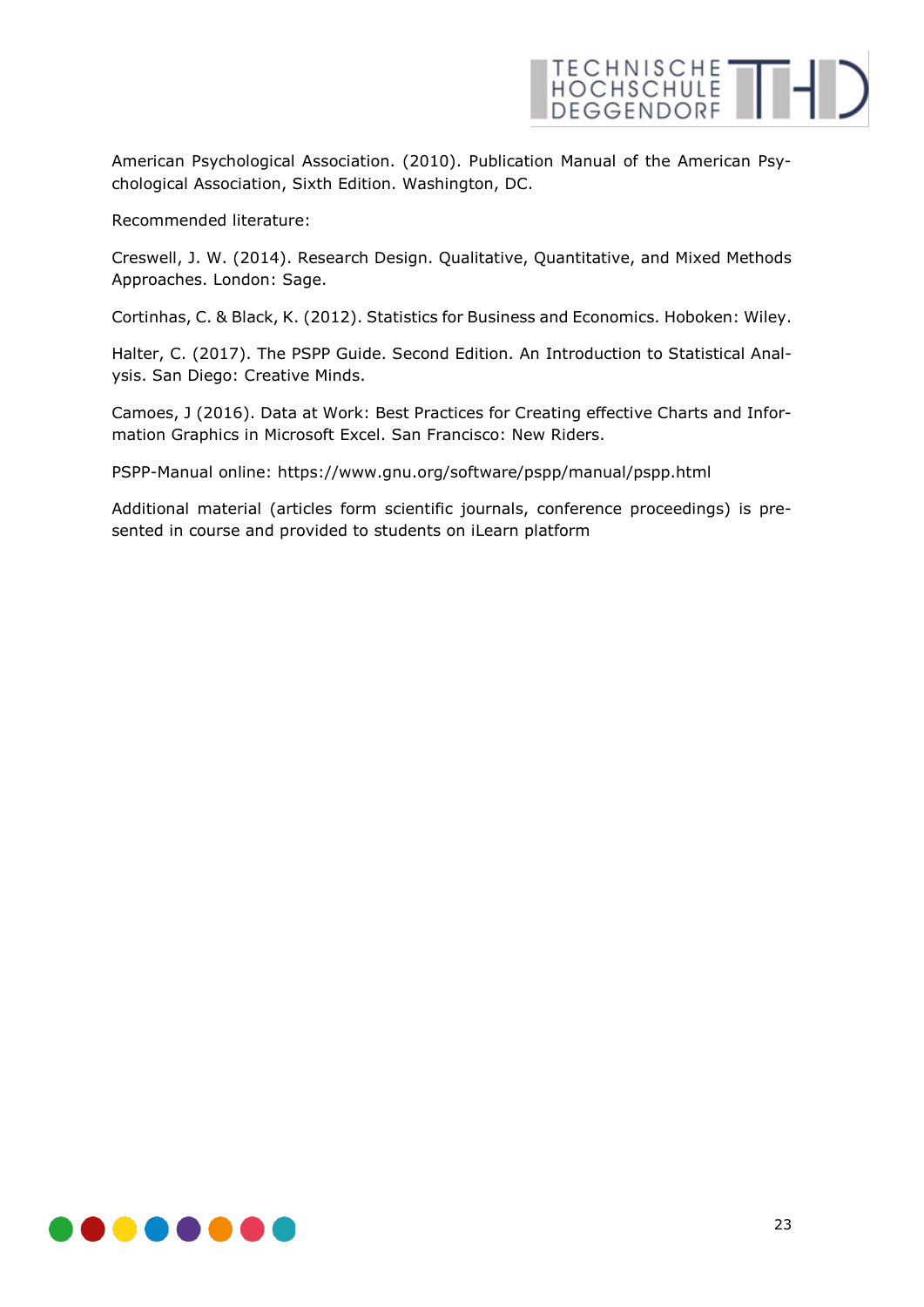American Psychological Association. (2010). Publication Manual of the American Psychological Association, Sixth Edition. Washington, DC.

Recommended literature:

Creswell, J. W. (2014). Research Design. Qualitative, Quantitative, and Mixed Methods Approaches. London: Sage.

Cortinhas, C. & Black, K. (2012). Statistics for Business and Economics. Hoboken: Wiley.

Halter, C. (2017). The PSPP Guide. Second Edition. An Introduction to Statistical Analysis. San Diego: Creative Minds.

Camoes, J (2016). Data at Work: Best Practices for Creating effective Charts and Information Graphics in Microsoft Excel. San Francisco: New Riders.

PSPP-Manual online: https://www.gnu.org/software/pspp/manual/pspp.html

Additional material (articles form scientific journals, conference proceedings) is presented in course and provided to students on iLearn platform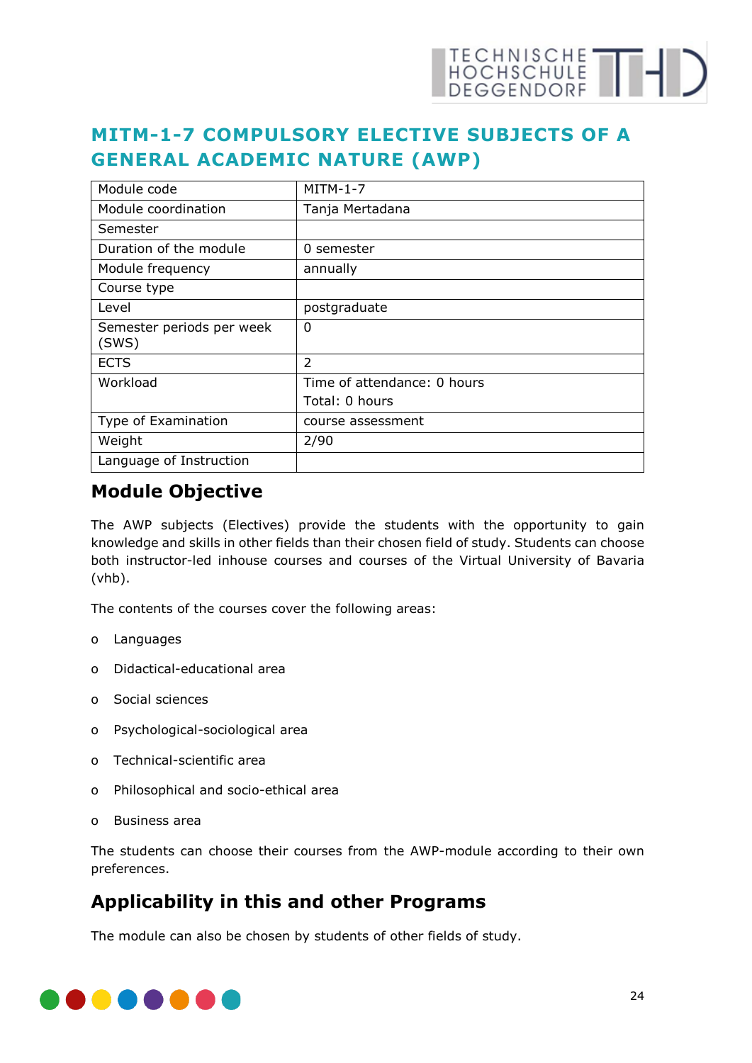## MITM-1-7 COMPULSORY ELECTIVE SUBJECTS OF A GENERAL ACADEMIC NATURE (AWP)

| Module code | MITM-1-7 |
|---|---|
| Module coordination | Tanja Mertadana |
| Semester | |
| Duration of the module | 0 semester |
| Module frequency | annually |
| Course type | |
| Level | postgraduate |
| Semester periods per week (SWS) | 0 |
| ECTS | 2 |
| Workload | Time of attendance: 0 hours<br>Total: 0 hours |
| Type of Examination | course assessment |
| Weight | 2/90 |
| Language of Instruction | |

## Module Objective

The AWP subjects (Electives) provide the students with the opportunity to gain knowledge and skills in other fields than their chosen field of study. Students can choose both instructor-led inhouse courses and courses of the Virtual University of Bavaria (vhb).

The contents of the courses cover the following areas:

- Languages
- Didactical-educational area
- Social sciences
- Psychological-sociological area
- Technical-scientific area
- Philosophical and socio-ethical area
- Business area

The students can choose their courses from the AWP-module according to their own preferences.

## Applicability in this and other Programs

The module can also be chosen by students of other fields of study.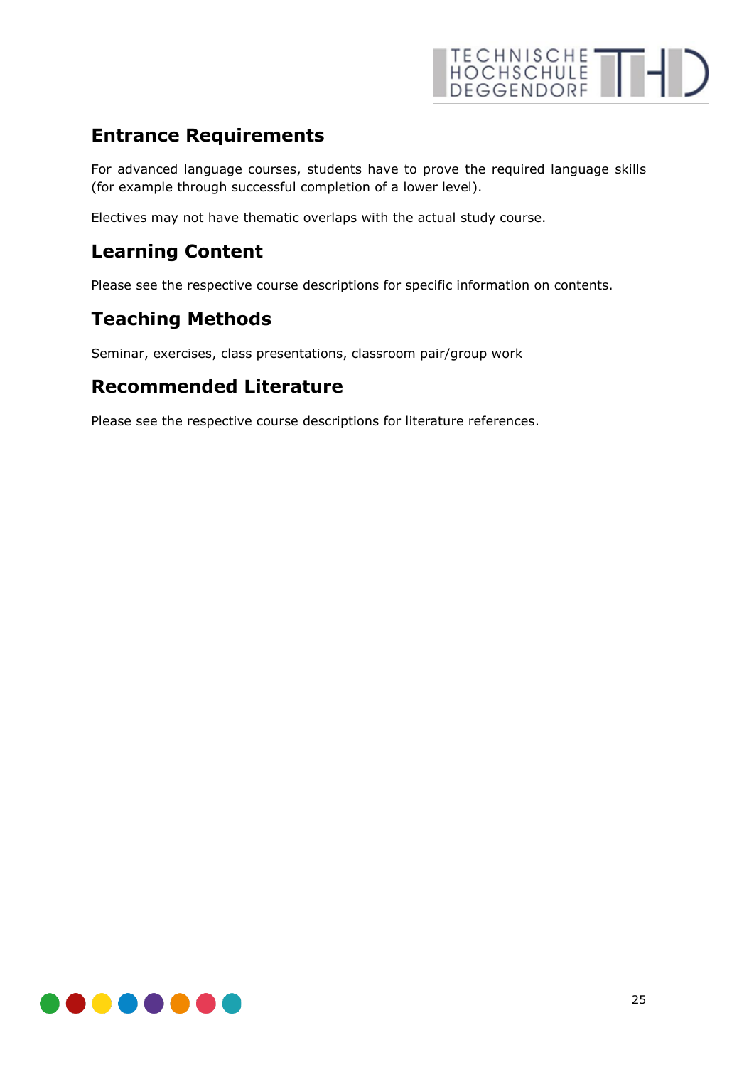## Entrance Requirements

For advanced language courses, students have to prove the required language skills (for example through successful completion of a lower level).

Electives may not have thematic overlaps with the actual study course.

## Learning Content

Please see the respective course descriptions for specific information on contents.

## Teaching Methods

Seminar, exercises, class presentations, classroom pair/group work

## Recommended Literature

Please see the respective course descriptions for literature references.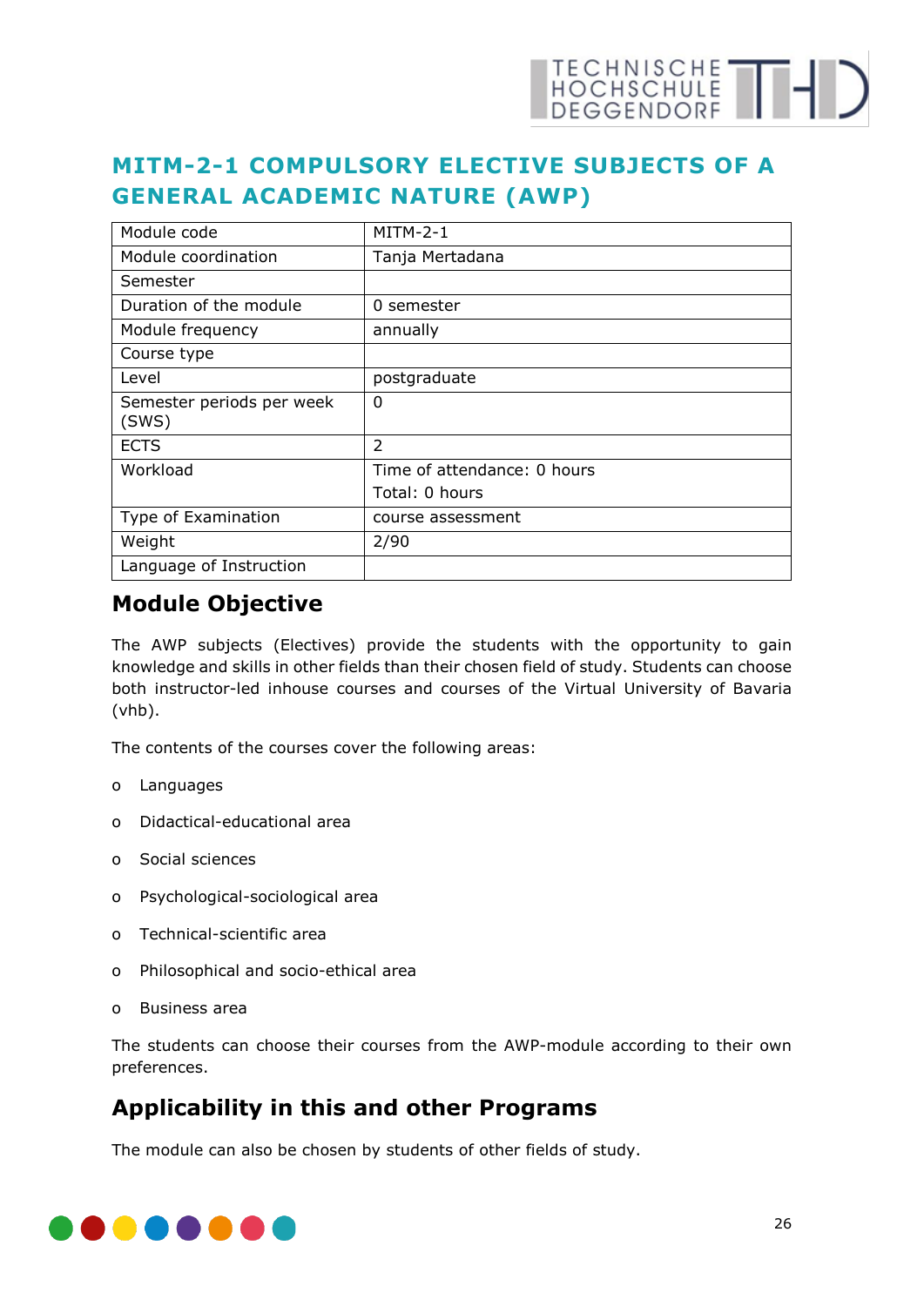# MITM-2-1 COMPULSORY ELECTIVE SUBJECTS OF A GENERAL ACADEMIC NATURE (AWP)

| Module code | MITM-2-1 |
|---|---|
| Module coordination | Tanja Mertadana |
| Semester | |
| Duration of the module | 0 semester |
| Module frequency | annually |
| Course type | |
| Level | postgraduate |
| Semester periods per week (SWS) | 0 |
| ECTS | 2 |
| Workload | Time of attendance: 0 hours<br>Total: 0 hours |
| Type of Examination | course assessment |
| Weight | 2/90 |
| Language of Instruction | |

## Module Objective

The AWP subjects (Electives) provide the students with the opportunity to gain knowledge and skills in other fields than their chosen field of study. Students can choose both instructor-led inhouse courses and courses of the Virtual University of Bavaria (vhb).

The contents of the courses cover the following areas:

- Languages
- Didactical-educational area
- Social sciences
- Psychological-sociological area
- Technical-scientific area
- Philosophical and socio-ethical area
- Business area

The students can choose their courses from the AWP-module according to their own preferences.

## Applicability in this and other Programs

The module can also be chosen by students of other fields of study.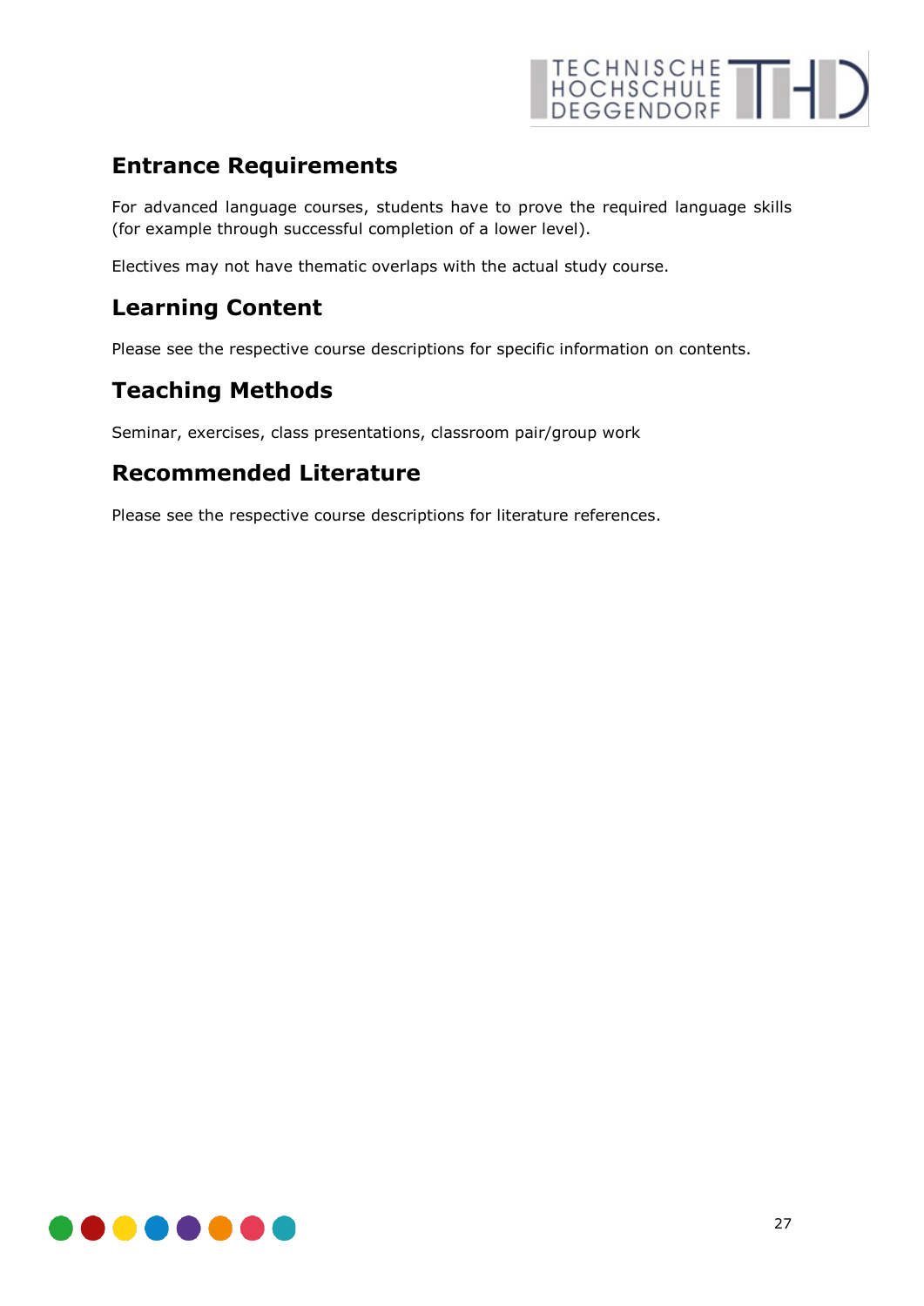## Entrance Requirements

For advanced language courses, students have to prove the required language skills (for example through successful completion of a lower level).

Electives may not have thematic overlaps with the actual study course.

## Learning Content

Please see the respective course descriptions for specific information on contents.

## Teaching Methods

Seminar, exercises, class presentations, classroom pair/group work

## Recommended Literature

Please see the respective course descriptions for literature references.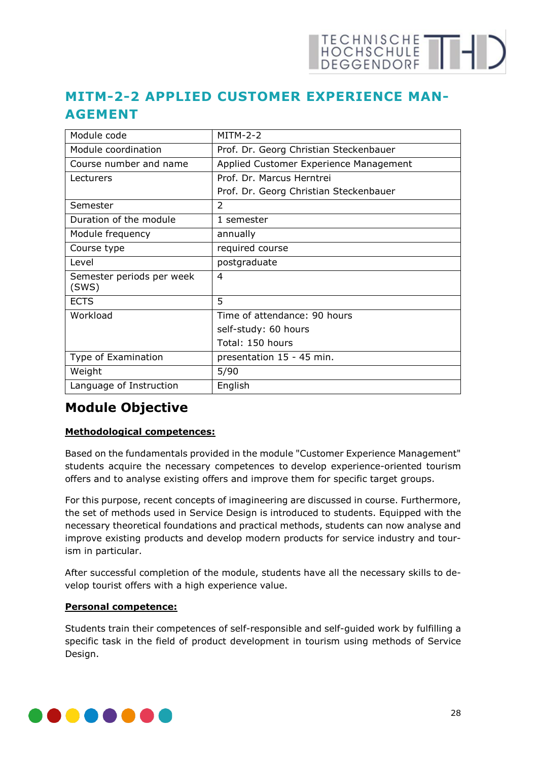# MITM-2-2 APPLIED CUSTOMER EXPERIENCE MANAGEMENT

| Module code | MITM-2-2 |
|---|---|
| Module coordination | Prof. Dr. Georg Christian Steckenbauer |
| Course number and name | Applied Customer Experience Management |
| Lecturers | Prof. Dr. Marcus Herntrei<br>Prof. Dr. Georg Christian Steckenbauer |
| Semester | 2 |
| Duration of the module | 1 semester |
| Module frequency | annually |
| Course type | required course |
| Level | postgraduate |
| Semester periods per week (SWS) | 4 |
| ECTS | 5 |
| Workload | Time of attendance: 90 hours<br>self-study: 60 hours<br>Total: 150 hours |
| Type of Examination | presentation 15 - 45 min. |
| Weight | 5/90 |
| Language of Instruction | English |

## Module Objective

**Methodological competences:**

Based on the fundamentals provided in the module "Customer Experience Management" students acquire the necessary competences to develop experience-oriented tourism offers and to analyse existing offers and improve them for specific target groups.

For this purpose, recent concepts of imagineering are discussed in course. Furthermore, the set of methods used in Service Design is introduced to students. Equipped with the necessary theoretical foundations and practical methods, students can now analyse and improve existing products and develop modern products for service industry and tourism in particular.

After successful completion of the module, students have all the necessary skills to develop tourist offers with a high experience value.

**Personal competence:**

Students train their competences of self-responsible and self-guided work by fulfilling a specific task in the field of product development in tourism using methods of Service Design.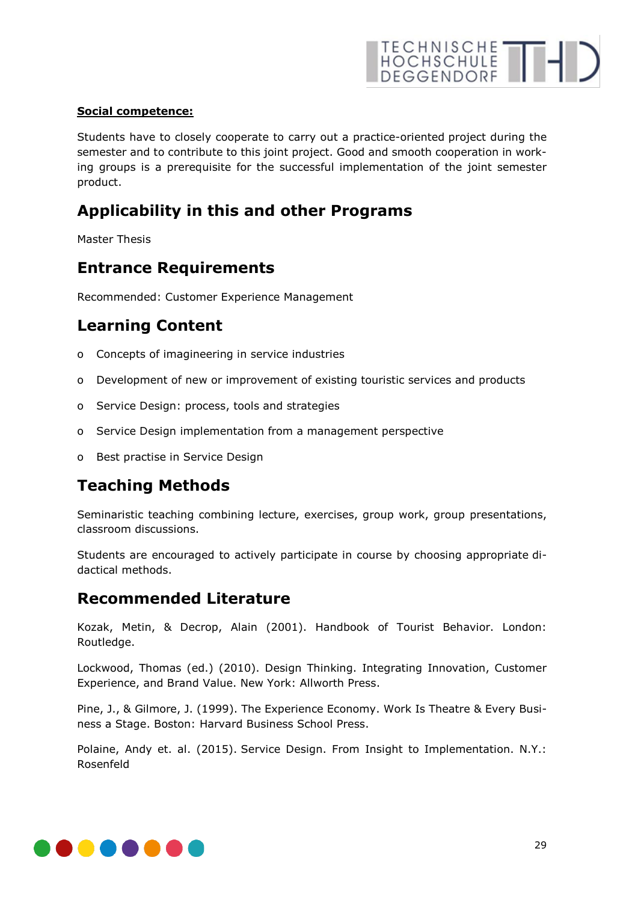**Social competence:**

Students have to closely cooperate to carry out a practice-oriented project during the semester and to contribute to this joint project. Good and smooth cooperation in working groups is a prerequisite for the successful implementation of the joint semester product.

## Applicability in this and other Programs

Master Thesis

## Entrance Requirements

Recommended: Customer Experience Management

## Learning Content

- Concepts of imagineering in service industries
- Development of new or improvement of existing touristic services and products
- Service Design: process, tools and strategies
- Service Design implementation from a management perspective
- Best practise in Service Design

## Teaching Methods

Seminaristic teaching combining lecture, exercises, group work, group presentations, classroom discussions.

Students are encouraged to actively participate in course by choosing appropriate didactical methods.

## Recommended Literature

Kozak, Metin, & Decrop, Alain (2001). Handbook of Tourist Behavior. London: Routledge.

Lockwood, Thomas (ed.) (2010). Design Thinking. Integrating Innovation, Customer Experience, and Brand Value. New York: Allworth Press.

Pine, J., & Gilmore, J. (1999). The Experience Economy. Work Is Theatre & Every Business a Stage. Boston: Harvard Business School Press.

Polaine, Andy et. al. (2015). Service Design. From Insight to Implementation. N.Y.: Rosenfeld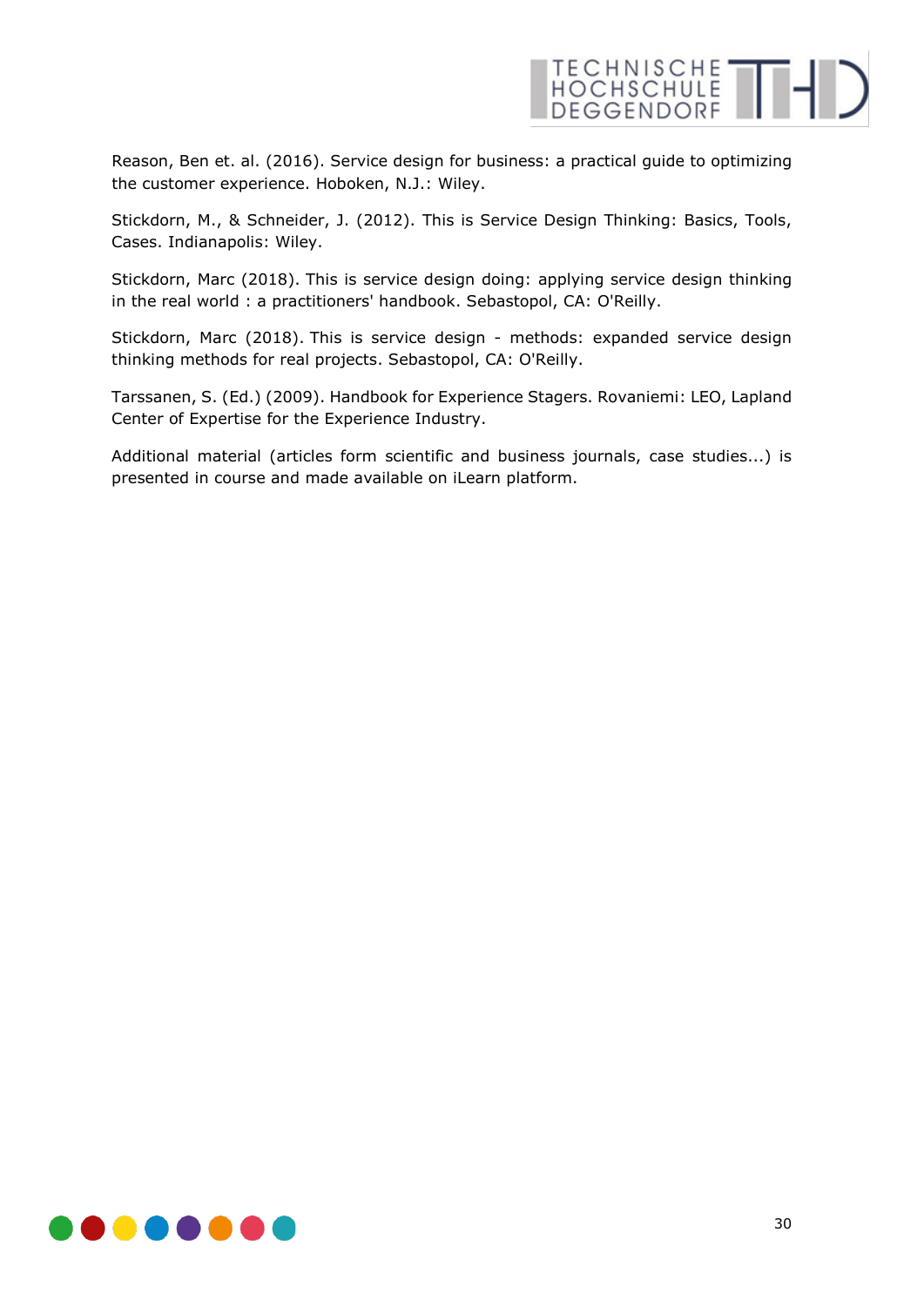Reason, Ben et. al. (2016). Service design for business: a practical guide to optimizing the customer experience. Hoboken, N.J.: Wiley.

Stickdorn, M., & Schneider, J. (2012). This is Service Design Thinking: Basics, Tools, Cases. Indianapolis: Wiley.

Stickdorn, Marc (2018). This is service design doing: applying service design thinking in the real world : a practitioners' handbook. Sebastopol, CA: O'Reilly.

Stickdorn, Marc (2018). This is service design - methods: expanded service design thinking methods for real projects. Sebastopol, CA: O'Reilly.

Tarssanen, S. (Ed.) (2009). Handbook for Experience Stagers. Rovaniemi: LEO, Lapland Center of Expertise for the Experience Industry.

Additional material (articles form scientific and business journals, case studies...) is presented in course and made available on iLearn platform.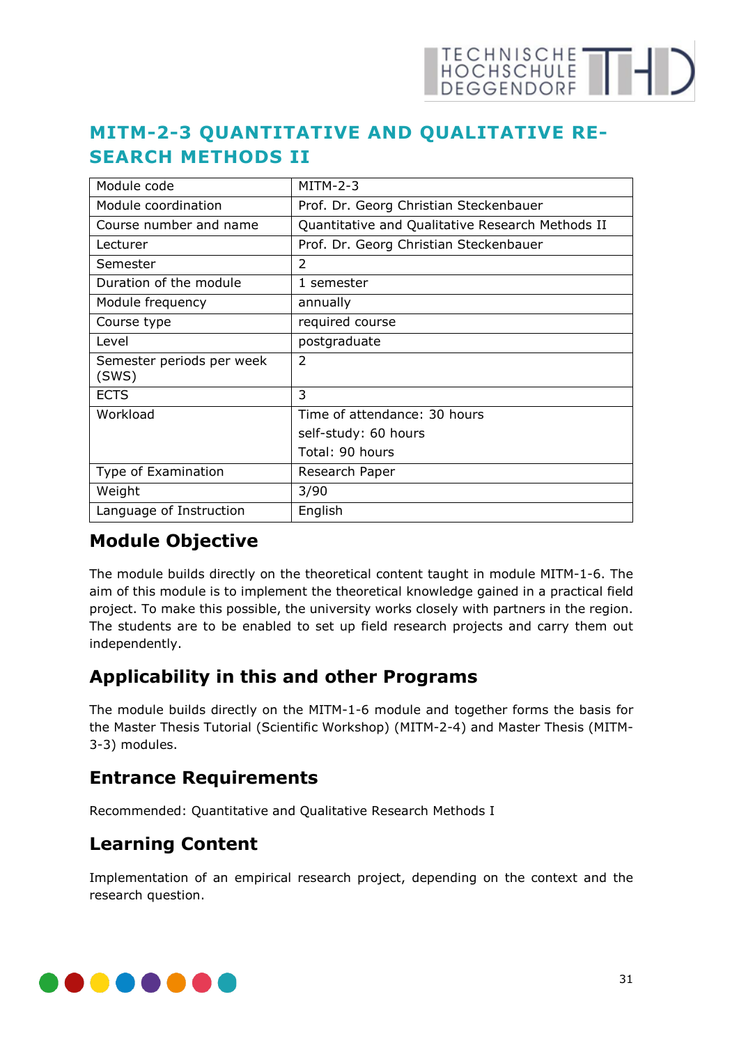# MITM-2-3 QUANTITATIVE AND QUALITATIVE RESEARCH METHODS II

| Module code | MITM-2-3 |
|---|---|
| Module coordination | Prof. Dr. Georg Christian Steckenbauer |
| Course number and name | Quantitative and Qualitative Research Methods II |
| Lecturer | Prof. Dr. Georg Christian Steckenbauer |
| Semester | 2 |
| Duration of the module | 1 semester |
| Module frequency | annually |
| Course type | required course |
| Level | postgraduate |
| Semester periods per week (SWS) | 2 |
| ECTS | 3 |
| Workload | Time of attendance: 30 hours<br>self-study: 60 hours<br>Total: 90 hours |
| Type of Examination | Research Paper |
| Weight | 3/90 |
| Language of Instruction | English |

## Module Objective

The module builds directly on the theoretical content taught in module MITM-1-6. The aim of this module is to implement the theoretical knowledge gained in a practical field project. To make this possible, the university works closely with partners in the region. The students are to be enabled to set up field research projects and carry them out independently.

## Applicability in this and other Programs

The module builds directly on the MITM-1-6 module and together forms the basis for the Master Thesis Tutorial (Scientific Workshop) (MITM-2-4) and Master Thesis (MITM-3-3) modules.

## Entrance Requirements

Recommended: Quantitative and Qualitative Research Methods I

## Learning Content

Implementation of an empirical research project, depending on the context and the research question.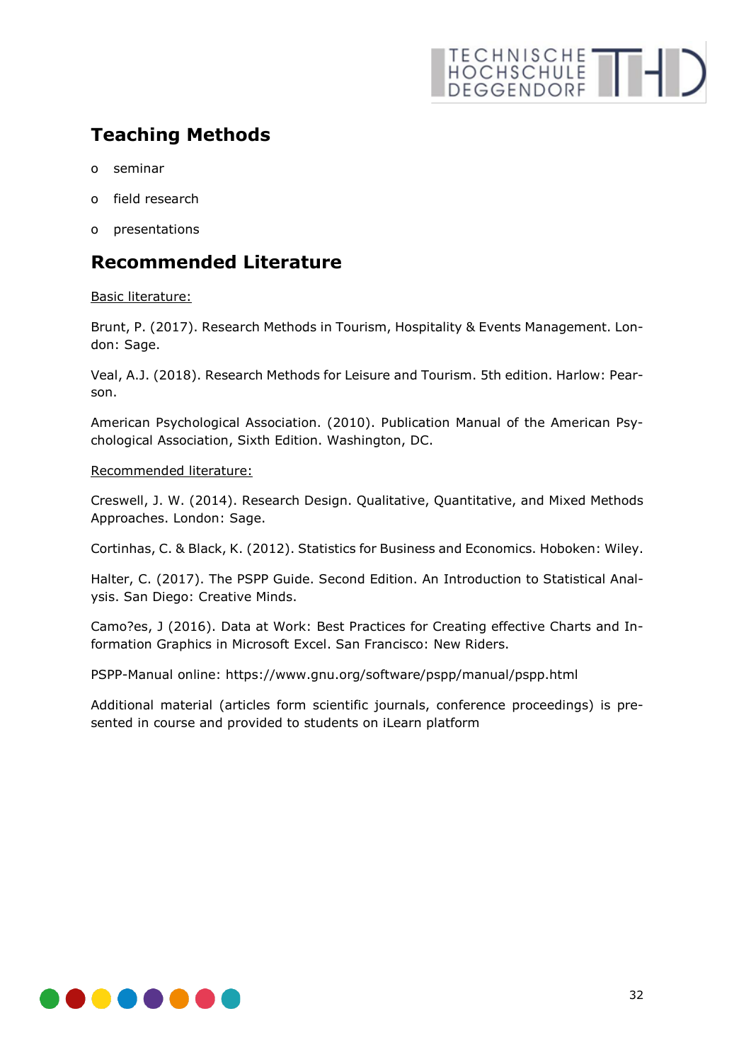## Teaching Methods

- seminar
- field research
- presentations

## Recommended Literature

<u>Basic literature:</u>

Brunt, P. (2017). Research Methods in Tourism, Hospitality & Events Management. London: Sage.

Veal, A.J. (2018). Research Methods for Leisure and Tourism. 5th edition. Harlow: Pearson.

American Psychological Association. (2010). Publication Manual of the American Psychological Association, Sixth Edition. Washington, DC.

<u>Recommended literature:</u>

Creswell, J. W. (2014). Research Design. Qualitative, Quantitative, and Mixed Methods Approaches. London: Sage.

Cortinhas, C. & Black, K. (2012). Statistics for Business and Economics. Hoboken: Wiley.

Halter, C. (2017). The PSPP Guide. Second Edition. An Introduction to Statistical Analysis. San Diego: Creative Minds.

Camo?es, J (2016). Data at Work: Best Practices for Creating effective Charts and Information Graphics in Microsoft Excel. San Francisco: New Riders.

PSPP-Manual online: https://www.gnu.org/software/pspp/manual/pspp.html

Additional material (articles form scientific journals, conference proceedings) is presented in course and provided to students on iLearn platform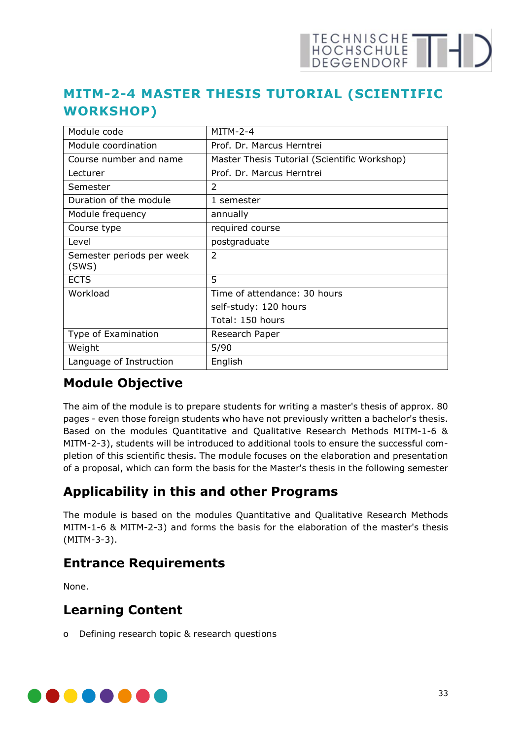# MITM-2-4 MASTER THESIS TUTORIAL (SCIENTIFIC WORKSHOP)

| Module code | MITM-2-4 |
|---|---|
| Module coordination | Prof. Dr. Marcus Herntrei |
| Course number and name | Master Thesis Tutorial (Scientific Workshop) |
| Lecturer | Prof. Dr. Marcus Herntrei |
| Semester | 2 |
| Duration of the module | 1 semester |
| Module frequency | annually |
| Course type | required course |
| Level | postgraduate |
| Semester periods per week (SWS) | 2 |
| ECTS | 5 |
| Workload | Time of attendance: 30 hours<br>self-study: 120 hours<br>Total: 150 hours |
| Type of Examination | Research Paper |
| Weight | 5/90 |
| Language of Instruction | English |

## Module Objective

The aim of the module is to prepare students for writing a master's thesis of approx. 80 pages - even those foreign students who have not previously written a bachelor's thesis. Based on the modules Quantitative and Qualitative Research Methods MITM-1-6 & MITM-2-3), students will be introduced to additional tools to ensure the successful completion of this scientific thesis. The module focuses on the elaboration and presentation of a proposal, which can form the basis for the Master's thesis in the following semester

## Applicability in this and other Programs

The module is based on the modules Quantitative and Qualitative Research Methods MITM-1-6 & MITM-2-3) and forms the basis for the elaboration of the master's thesis (MITM-3-3).

## Entrance Requirements

None.

## Learning Content

- Defining research topic & research questions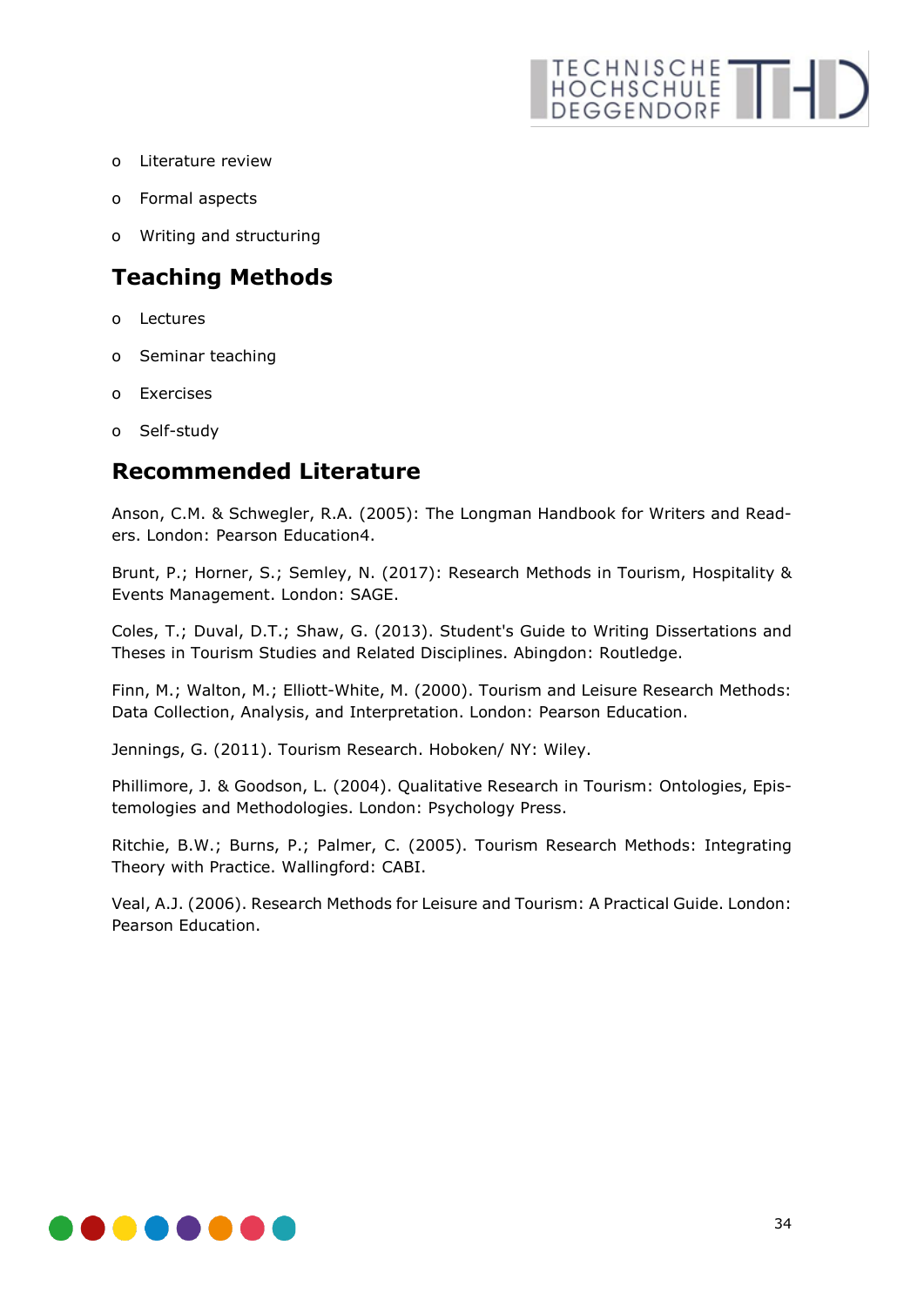- Literature review
- Formal aspects
- Writing and structuring

## Teaching Methods

- Lectures
- Seminar teaching
- Exercises
- Self-study

## Recommended Literature

Anson, C.M. & Schwegler, R.A. (2005): The Longman Handbook for Writers and Readers. London: Pearson Education4.

Brunt, P.; Horner, S.; Semley, N. (2017): Research Methods in Tourism, Hospitality & Events Management. London: SAGE.

Coles, T.; Duval, D.T.; Shaw, G. (2013). Student's Guide to Writing Dissertations and Theses in Tourism Studies and Related Disciplines. Abingdon: Routledge.

Finn, M.; Walton, M.; Elliott-White, M. (2000). Tourism and Leisure Research Methods: Data Collection, Analysis, and Interpretation. London: Pearson Education.

Jennings, G. (2011). Tourism Research. Hoboken/ NY: Wiley.

Phillimore, J. & Goodson, L. (2004). Qualitative Research in Tourism: Ontologies, Epistemologies and Methodologies. London: Psychology Press.

Ritchie, B.W.; Burns, P.; Palmer, C. (2005). Tourism Research Methods: Integrating Theory with Practice. Wallingford: CABI.

Veal, A.J. (2006). Research Methods for Leisure and Tourism: A Practical Guide. London: Pearson Education.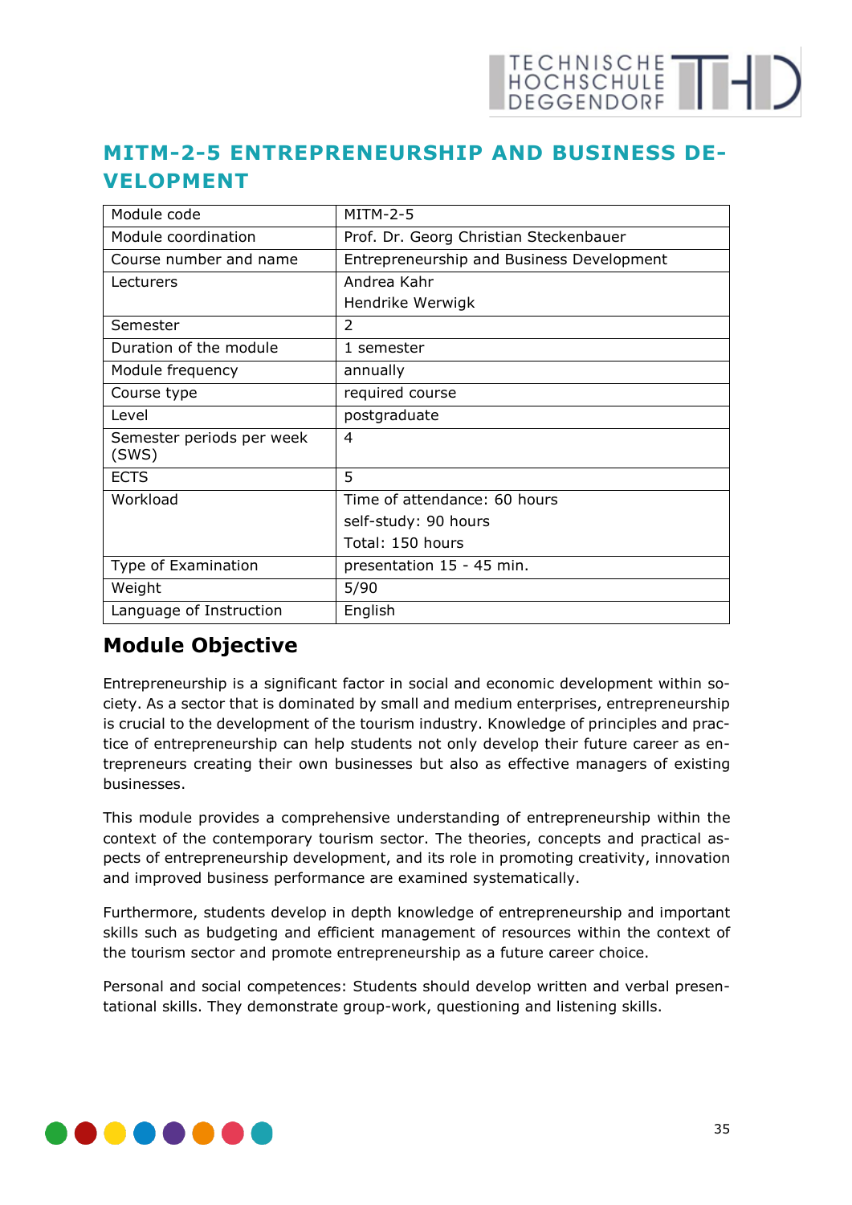## MITM-2-5 ENTREPRENEURSHIP AND BUSINESS DEVELOPMENT

| Module code | MITM-2-5 |
|---|---|
| Module coordination | Prof. Dr. Georg Christian Steckenbauer |
| Course number and name | Entrepreneurship and Business Development |
| Lecturers | Andrea Kahr<br>Hendrike Werwigk |
| Semester | 2 |
| Duration of the module | 1 semester |
| Module frequency | annually |
| Course type | required course |
| Level | postgraduate |
| Semester periods per week (SWS) | 4 |
| ECTS | 5 |
| Workload | Time of attendance: 60 hours<br>self-study: 90 hours<br>Total: 150 hours |
| Type of Examination | presentation 15 - 45 min. |
| Weight | 5/90 |
| Language of Instruction | English |

### Module Objective

Entrepreneurship is a significant factor in social and economic development within society. As a sector that is dominated by small and medium enterprises, entrepreneurship is crucial to the development of the tourism industry. Knowledge of principles and practice of entrepreneurship can help students not only develop their future career as entrepreneurs creating their own businesses but also as effective managers of existing businesses.

This module provides a comprehensive understanding of entrepreneurship within the context of the contemporary tourism sector. The theories, concepts and practical aspects of entrepreneurship development, and its role in promoting creativity, innovation and improved business performance are examined systematically.

Furthermore, students develop in depth knowledge of entrepreneurship and important skills such as budgeting and efficient management of resources within the context of the tourism sector and promote entrepreneurship as a future career choice.

Personal and social competences: Students should develop written and verbal presentational skills. They demonstrate group-work, questioning and listening skills.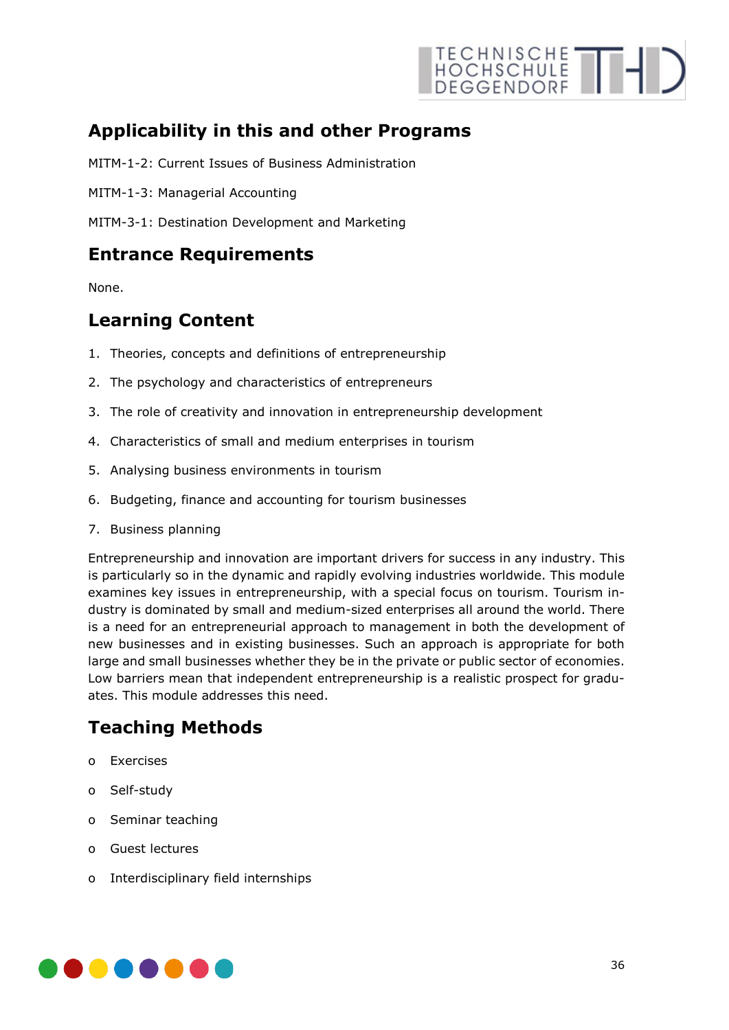## Applicability in this and other Programs

MITM-1-2: Current Issues of Business Administration

MITM-1-3: Managerial Accounting

MITM-3-1: Destination Development and Marketing

## Entrance Requirements

None.

## Learning Content

1. Theories, concepts and definitions of entrepreneurship
2. The psychology and characteristics of entrepreneurs
3. The role of creativity and innovation in entrepreneurship development
4. Characteristics of small and medium enterprises in tourism
5. Analysing business environments in tourism
6. Budgeting, finance and accounting for tourism businesses
7. Business planning

Entrepreneurship and innovation are important drivers for success in any industry. This is particularly so in the dynamic and rapidly evolving industries worldwide. This module examines key issues in entrepreneurship, with a special focus on tourism. Tourism industry is dominated by small and medium-sized enterprises all around the world. There is a need for an entrepreneurial approach to management in both the development of new businesses and in existing businesses. Such an approach is appropriate for both large and small businesses whether they be in the private or public sector of economies. Low barriers mean that independent entrepreneurship is a realistic prospect for graduates. This module addresses this need.

## Teaching Methods

- Exercises
- Self-study
- Seminar teaching
- Guest lectures
- Interdisciplinary field internships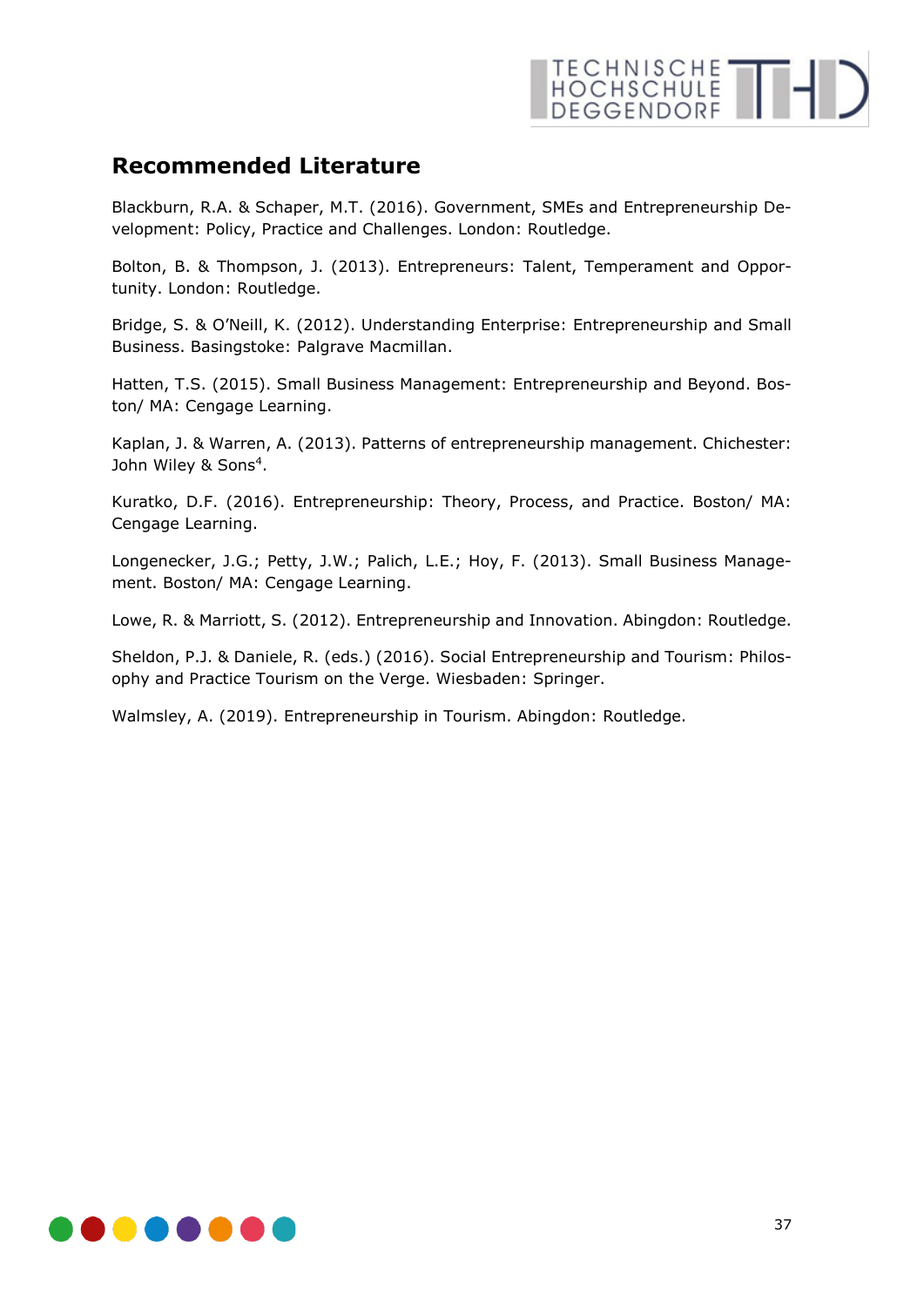## Recommended Literature

Blackburn, R.A. & Schaper, M.T. (2016). Government, SMEs and Entrepreneurship Development: Policy, Practice and Challenges. London: Routledge.

Bolton, B. & Thompson, J. (2013). Entrepreneurs: Talent, Temperament and Opportunity. London: Routledge.

Bridge, S. & O'Neill, K. (2012). Understanding Enterprise: Entrepreneurship and Small Business. Basingstoke: Palgrave Macmillan.

Hatten, T.S. (2015). Small Business Management: Entrepreneurship and Beyond. Boston/ MA: Cengage Learning.

Kaplan, J. & Warren, A. (2013). Patterns of entrepreneurship management. Chichester: John Wiley & Sons[4].

Kuratko, D.F. (2016). Entrepreneurship: Theory, Process, and Practice. Boston/ MA: Cengage Learning.

Longenecker, J.G.; Petty, J.W.; Palich, L.E.; Hoy, F. (2013). Small Business Management. Boston/ MA: Cengage Learning.

Lowe, R. & Marriott, S. (2012). Entrepreneurship and Innovation. Abingdon: Routledge.

Sheldon, P.J. & Daniele, R. (eds.) (2016). Social Entrepreneurship and Tourism: Philosophy and Practice Tourism on the Verge. Wiesbaden: Springer.

Walmsley, A. (2019). Entrepreneurship in Tourism. Abingdon: Routledge.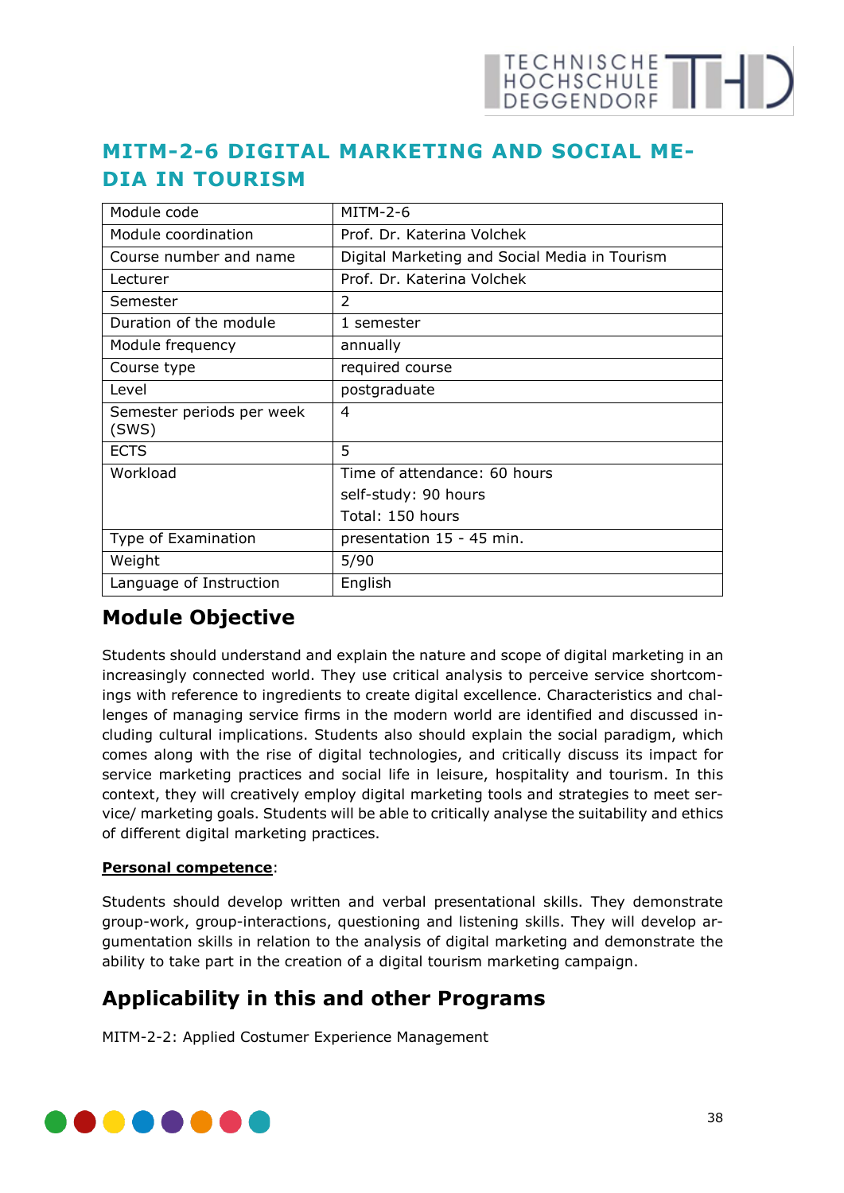# MITM-2-6 DIGITAL MARKETING AND SOCIAL MEDIA IN TOURISM

| Module code | MITM-2-6 |
|---|---|
| Module coordination | Prof. Dr. Katerina Volchek |
| Course number and name | Digital Marketing and Social Media in Tourism |
| Lecturer | Prof. Dr. Katerina Volchek |
| Semester | 2 |
| Duration of the module | 1 semester |
| Module frequency | annually |
| Course type | required course |
| Level | postgraduate |
| Semester periods per week (SWS) | 4 |
| ECTS | 5 |
| Workload | Time of attendance: 60 hours<br>self-study: 90 hours<br>Total: 150 hours |
| Type of Examination | presentation 15 - 45 min. |
| Weight | 5/90 |
| Language of Instruction | English |

## Module Objective

Students should understand and explain the nature and scope of digital marketing in an increasingly connected world. They use critical analysis to perceive service shortcomings with reference to ingredients to create digital excellence. Characteristics and challenges of managing service firms in the modern world are identified and discussed including cultural implications. Students also should explain the social paradigm, which comes along with the rise of digital technologies, and critically discuss its impact for service marketing practices and social life in leisure, hospitality and tourism. In this context, they will creatively employ digital marketing tools and strategies to meet service/ marketing goals. Students will be able to critically analyse the suitability and ethics of different digital marketing practices.

**Personal competence**:

Students should develop written and verbal presentational skills. They demonstrate group-work, group-interactions, questioning and listening skills. They will develop argumentation skills in relation to the analysis of digital marketing and demonstrate the ability to take part in the creation of a digital tourism marketing campaign.

## Applicability in this and other Programs

MITM-2-2: Applied Costumer Experience Management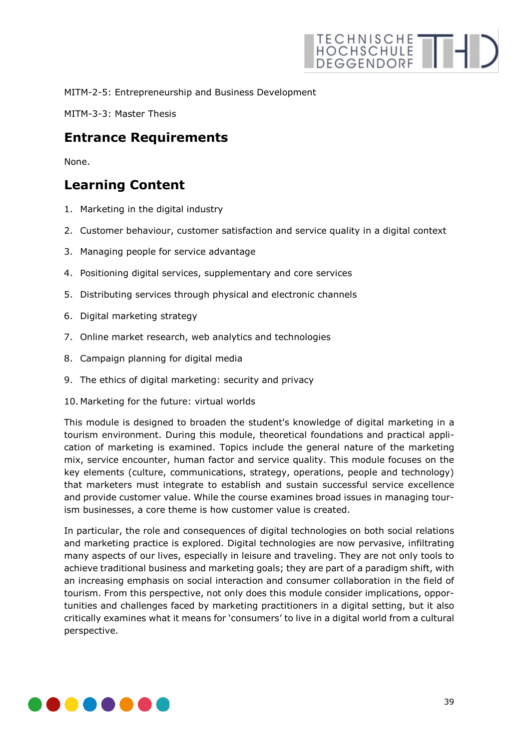MITM-2-5: Entrepreneurship and Business Development

MITM-3-3: Master Thesis

## Entrance Requirements

None.

## Learning Content

1. Marketing in the digital industry
2. Customer behaviour, customer satisfaction and service quality in a digital context
3. Managing people for service advantage
4. Positioning digital services, supplementary and core services
5. Distributing services through physical and electronic channels
6. Digital marketing strategy
7. Online market research, web analytics and technologies
8. Campaign planning for digital media
9. The ethics of digital marketing: security and privacy
10. Marketing for the future: virtual worlds

This module is designed to broaden the student's knowledge of digital marketing in a tourism environment. During this module, theoretical foundations and practical application of marketing is examined. Topics include the general nature of the marketing mix, service encounter, human factor and service quality. This module focuses on the key elements (culture, communications, strategy, operations, people and technology) that marketers must integrate to establish and sustain successful service excellence and provide customer value. While the course examines broad issues in managing tourism businesses, a core theme is how customer value is created.

In particular, the role and consequences of digital technologies on both social relations and marketing practice is explored. Digital technologies are now pervasive, infiltrating many aspects of our lives, especially in leisure and traveling. They are not only tools to achieve traditional business and marketing goals; they are part of a paradigm shift, with an increasing emphasis on social interaction and consumer collaboration in the field of tourism. From this perspective, not only does this module consider implications, opportunities and challenges faced by marketing practitioners in a digital setting, but it also critically examines what it means for 'consumers' to live in a digital world from a cultural perspective.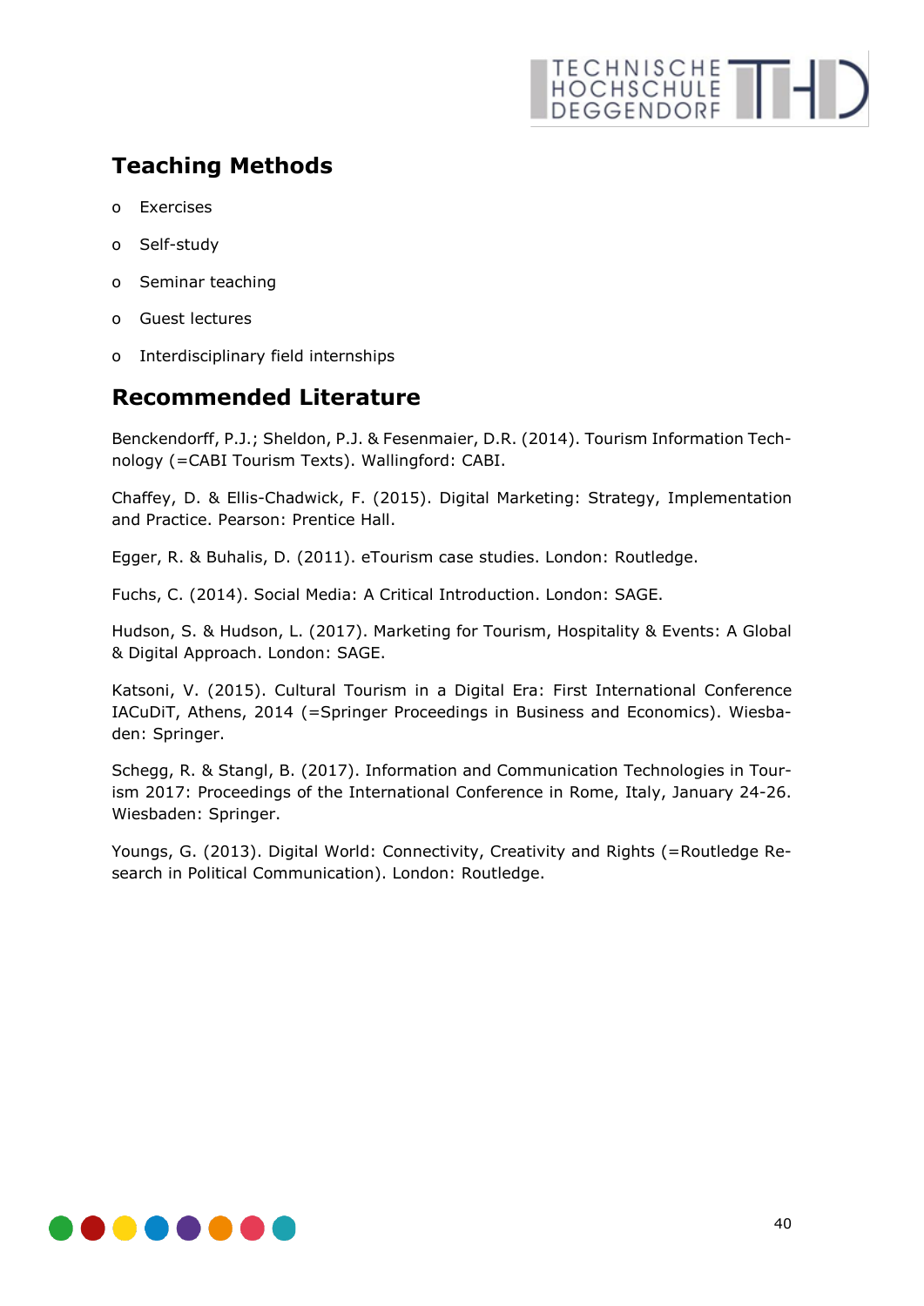## Teaching Methods

- Exercises
- Self-study
- Seminar teaching
- Guest lectures
- Interdisciplinary field internships

## Recommended Literature

Benckendorff, P.J.; Sheldon, P.J. & Fesenmaier, D.R. (2014). Tourism Information Technology (=CABI Tourism Texts). Wallingford: CABI.

Chaffey, D. & Ellis-Chadwick, F. (2015). Digital Marketing: Strategy, Implementation and Practice. Pearson: Prentice Hall.

Egger, R. & Buhalis, D. (2011). eTourism case studies. London: Routledge.

Fuchs, C. (2014). Social Media: A Critical Introduction. London: SAGE.

Hudson, S. & Hudson, L. (2017). Marketing for Tourism, Hospitality & Events: A Global & Digital Approach. London: SAGE.

Katsoni, V. (2015). Cultural Tourism in a Digital Era: First International Conference IACuDiT, Athens, 2014 (=Springer Proceedings in Business and Economics). Wiesbaden: Springer.

Schegg, R. & Stangl, B. (2017). Information and Communication Technologies in Tourism 2017: Proceedings of the International Conference in Rome, Italy, January 24-26. Wiesbaden: Springer.

Youngs, G. (2013). Digital World: Connectivity, Creativity and Rights (=Routledge Research in Political Communication). London: Routledge.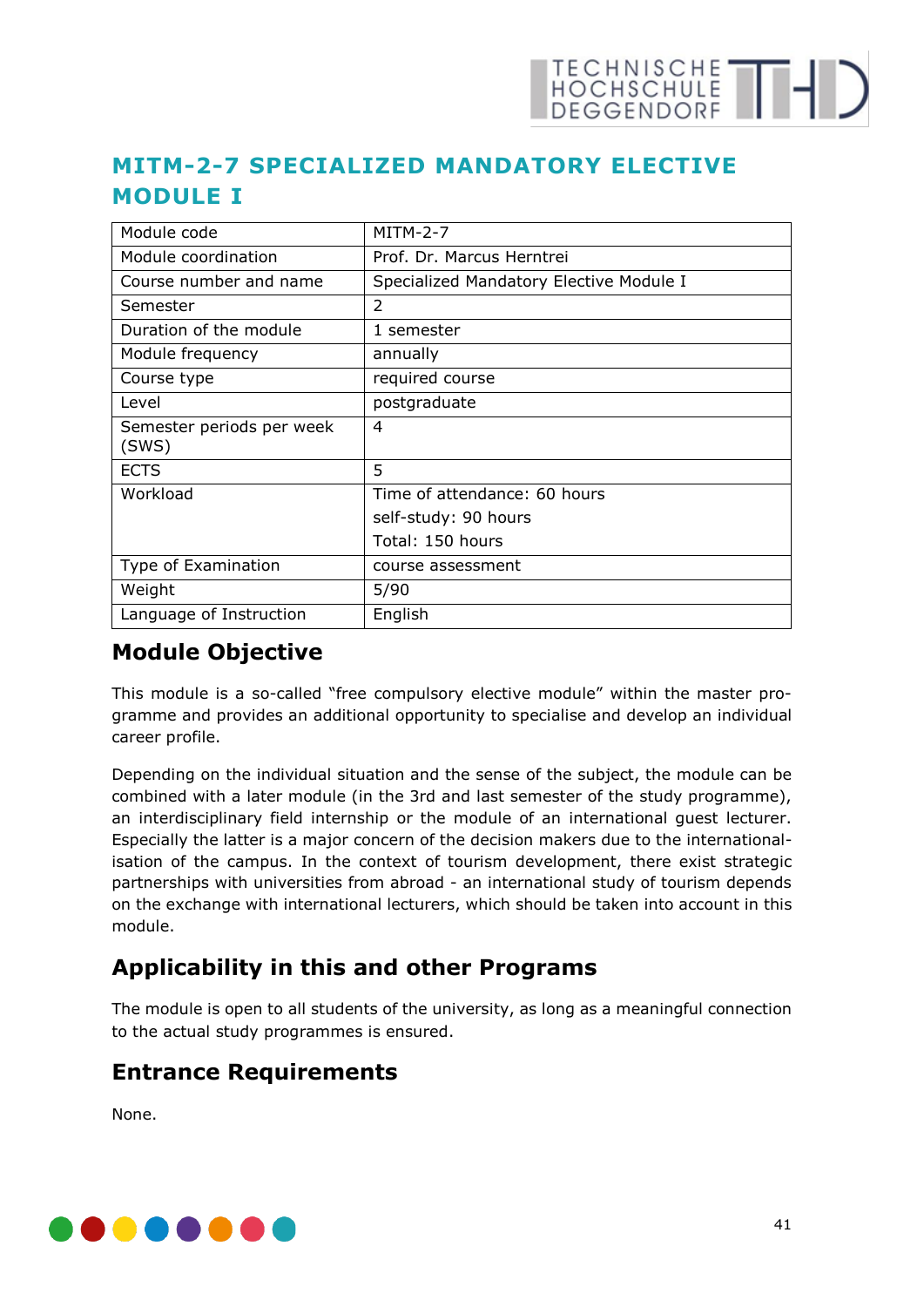# MITM-2-7 SPECIALIZED MANDATORY ELECTIVE MODULE I

| Module code | MITM-2-7 |
|---|---|
| Module coordination | Prof. Dr. Marcus Herntrei |
| Course number and name | Specialized Mandatory Elective Module I |
| Semester | 2 |
| Duration of the module | 1 semester |
| Module frequency | annually |
| Course type | required course |
| Level | postgraduate |
| Semester periods per week (SWS) | 4 |
| ECTS | 5 |
| Workload | Time of attendance: 60 hours<br>self-study: 90 hours<br>Total: 150 hours |
| Type of Examination | course assessment |
| Weight | 5/90 |
| Language of Instruction | English |

## Module Objective

This module is a so-called "free compulsory elective module" within the master programme and provides an additional opportunity to specialise and develop an individual career profile.

Depending on the individual situation and the sense of the subject, the module can be combined with a later module (in the 3rd and last semester of the study programme), an interdisciplinary field internship or the module of an international guest lecturer. Especially the latter is a major concern of the decision makers due to the internationalisation of the campus. In the context of tourism development, there exist strategic partnerships with universities from abroad - an international study of tourism depends on the exchange with international lecturers, which should be taken into account in this module.

## Applicability in this and other Programs

The module is open to all students of the university, as long as a meaningful connection to the actual study programmes is ensured.

## Entrance Requirements

None.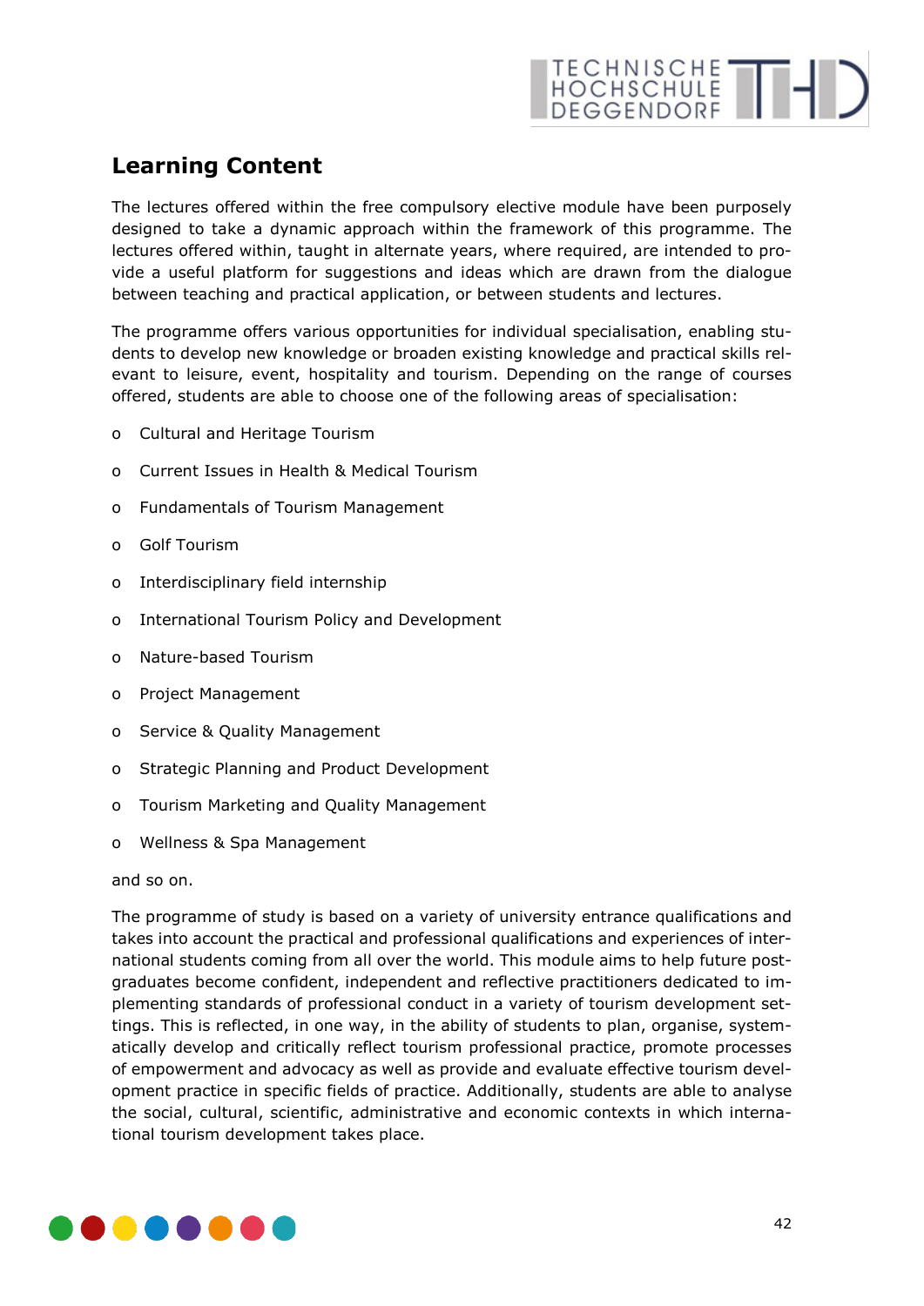## Learning Content

The lectures offered within the free compulsory elective module have been purposely designed to take a dynamic approach within the framework of this programme. The lectures offered within, taught in alternate years, where required, are intended to provide a useful platform for suggestions and ideas which are drawn from the dialogue between teaching and practical application, or between students and lectures.

The programme offers various opportunities for individual specialisation, enabling students to develop new knowledge or broaden existing knowledge and practical skills relevant to leisure, event, hospitality and tourism. Depending on the range of courses offered, students are able to choose one of the following areas of specialisation:

- Cultural and Heritage Tourism
- Current Issues in Health & Medical Tourism
- Fundamentals of Tourism Management
- Golf Tourism
- Interdisciplinary field internship
- International Tourism Policy and Development
- Nature-based Tourism
- Project Management
- Service & Quality Management
- Strategic Planning and Product Development
- Tourism Marketing and Quality Management
- Wellness & Spa Management

and so on.

The programme of study is based on a variety of university entrance qualifications and takes into account the practical and professional qualifications and experiences of international students coming from all over the world. This module aims to help future postgraduates become confident, independent and reflective practitioners dedicated to implementing standards of professional conduct in a variety of tourism development settings. This is reflected, in one way, in the ability of students to plan, organise, systematically develop and critically reflect tourism professional practice, promote processes of empowerment and advocacy as well as provide and evaluate effective tourism development practice in specific fields of practice. Additionally, students are able to analyse the social, cultural, scientific, administrative and economic contexts in which international tourism development takes place.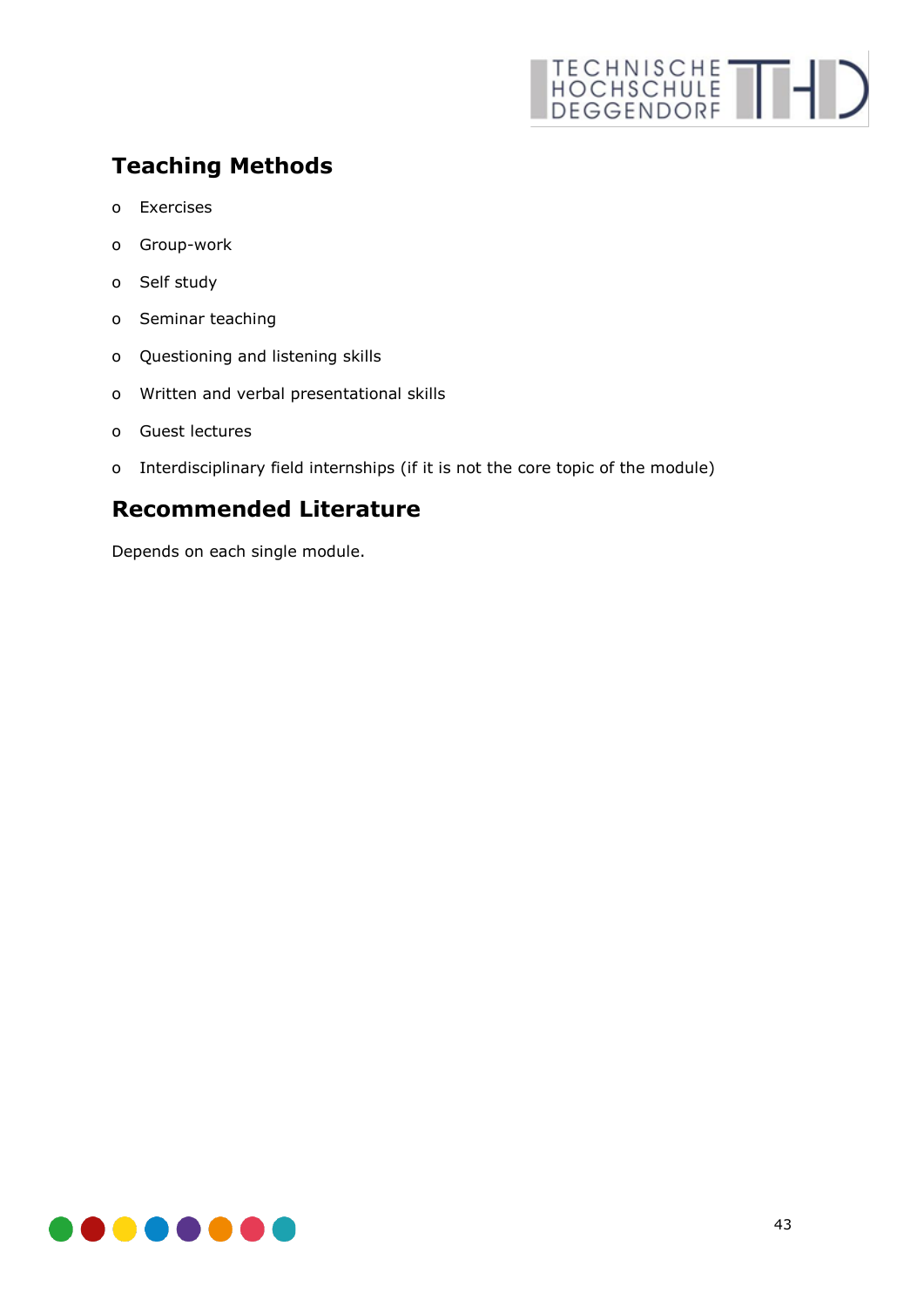## Teaching Methods

- Exercises
- Group-work
- Self study
- Seminar teaching
- Questioning and listening skills
- Written and verbal presentational skills
- Guest lectures
- Interdisciplinary field internships (if it is not the core topic of the module)

## Recommended Literature

Depends on each single module.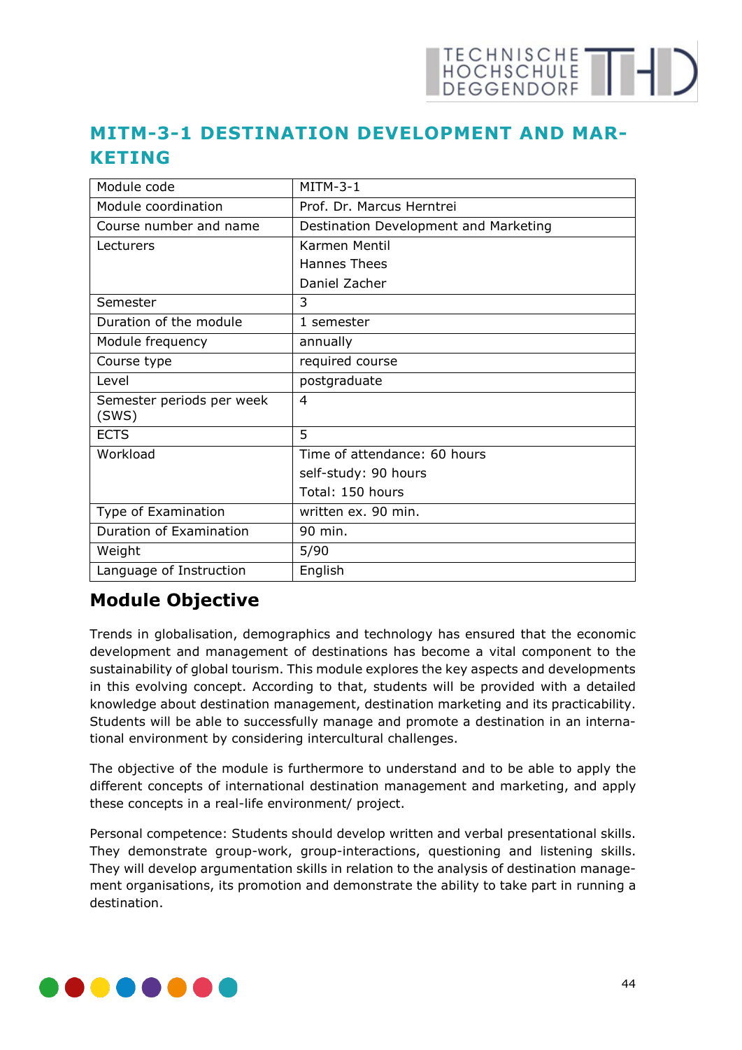## MITM-3-1 DESTINATION DEVELOPMENT AND MARKETING

| Module code | MITM-3-1 |
|---|---|
| Module coordination | Prof. Dr. Marcus Herntrei |
| Course number and name | Destination Development and Marketing |
| Lecturers | Karmen Mentil<br>Hannes Thees<br>Daniel Zacher |
| Semester | 3 |
| Duration of the module | 1 semester |
| Module frequency | annually |
| Course type | required course |
| Level | postgraduate |
| Semester periods per week (SWS) | 4 |
| ECTS | 5 |
| Workload | Time of attendance: 60 hours<br>self-study: 90 hours<br>Total: 150 hours |
| Type of Examination | written ex. 90 min. |
| Duration of Examination | 90 min. |
| Weight | 5/90 |
| Language of Instruction | English |

## Module Objective

Trends in globalisation, demographics and technology has ensured that the economic development and management of destinations has become a vital component to the sustainability of global tourism. This module explores the key aspects and developments in this evolving concept. According to that, students will be provided with a detailed knowledge about destination management, destination marketing and its practicability. Students will be able to successfully manage and promote a destination in an international environment by considering intercultural challenges.

The objective of the module is furthermore to understand and to be able to apply the different concepts of international destination management and marketing, and apply these concepts in a real-life environment/ project.

Personal competence: Students should develop written and verbal presentational skills. They demonstrate group-work, group-interactions, questioning and listening skills. They will develop argumentation skills in relation to the analysis of destination management organisations, its promotion and demonstrate the ability to take part in running a destination.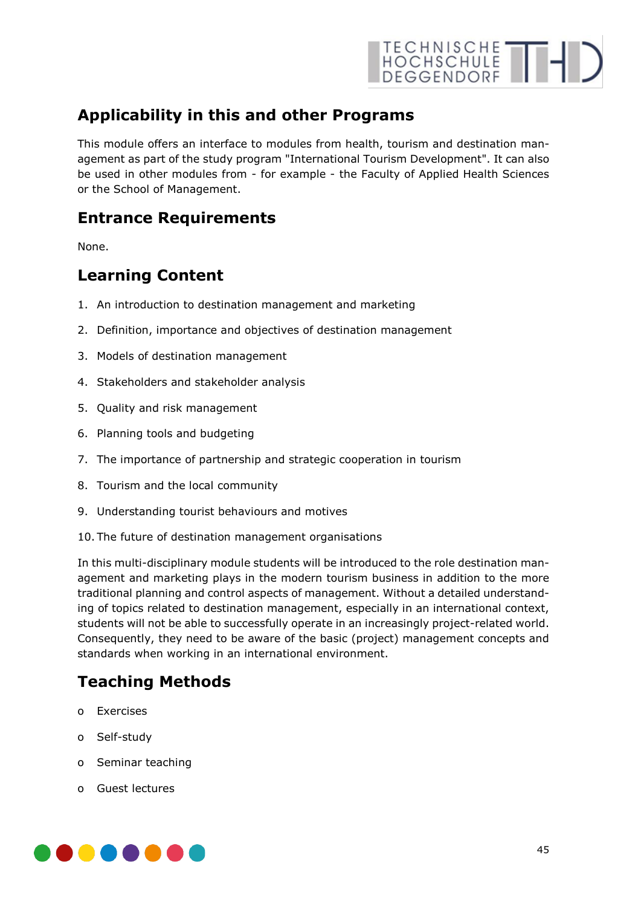## Applicability in this and other Programs

This module offers an interface to modules from health, tourism and destination management as part of the study program "International Tourism Development". It can also be used in other modules from - for example - the Faculty of Applied Health Sciences or the School of Management.

## Entrance Requirements

None.

## Learning Content

1. An introduction to destination management and marketing
2. Definition, importance and objectives of destination management
3. Models of destination management
4. Stakeholders and stakeholder analysis
5. Quality and risk management
6. Planning tools and budgeting
7. The importance of partnership and strategic cooperation in tourism
8. Tourism and the local community
9. Understanding tourist behaviours and motives
10. The future of destination management organisations

In this multi-disciplinary module students will be introduced to the role destination management and marketing plays in the modern tourism business in addition to the more traditional planning and control aspects of management. Without a detailed understanding of topics related to destination management, especially in an international context, students will not be able to successfully operate in an increasingly project-related world. Consequently, they need to be aware of the basic (project) management concepts and standards when working in an international environment.

## Teaching Methods

- Exercises
- Self-study
- Seminar teaching
- Guest lectures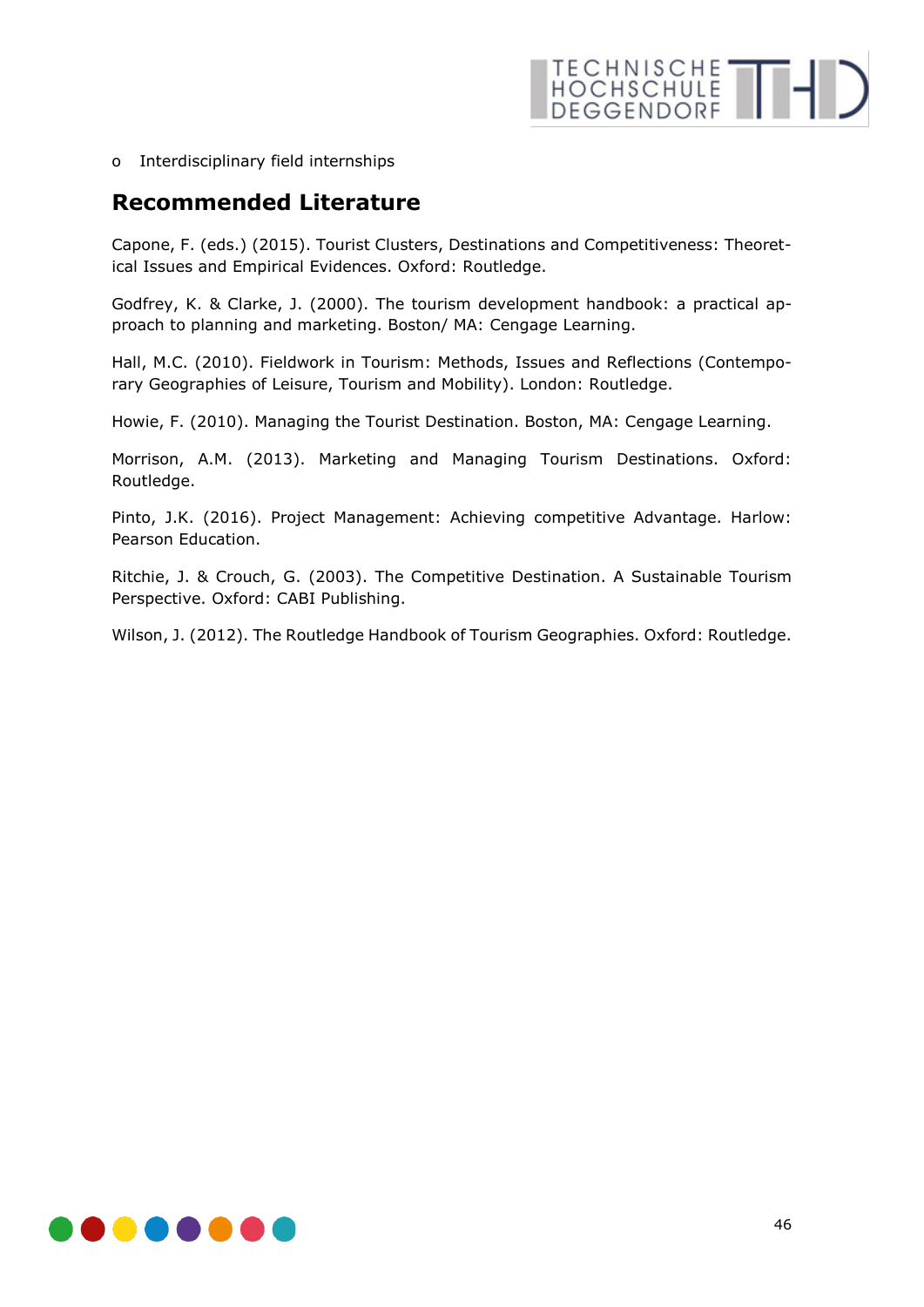- Interdisciplinary field internships

## Recommended Literature

Capone, F. (eds.) (2015). Tourist Clusters, Destinations and Competitiveness: Theoretical Issues and Empirical Evidences. Oxford: Routledge.

Godfrey, K. & Clarke, J. (2000). The tourism development handbook: a practical approach to planning and marketing. Boston/ MA: Cengage Learning.

Hall, M.C. (2010). Fieldwork in Tourism: Methods, Issues and Reflections (Contemporary Geographies of Leisure, Tourism and Mobility). London: Routledge.

Howie, F. (2010). Managing the Tourist Destination. Boston, MA: Cengage Learning.

Morrison, A.M. (2013). Marketing and Managing Tourism Destinations. Oxford: Routledge.

Pinto, J.K. (2016). Project Management: Achieving competitive Advantage. Harlow: Pearson Education.

Ritchie, J. & Crouch, G. (2003). The Competitive Destination. A Sustainable Tourism Perspective. Oxford: CABI Publishing.

Wilson, J. (2012). The Routledge Handbook of Tourism Geographies. Oxford: Routledge.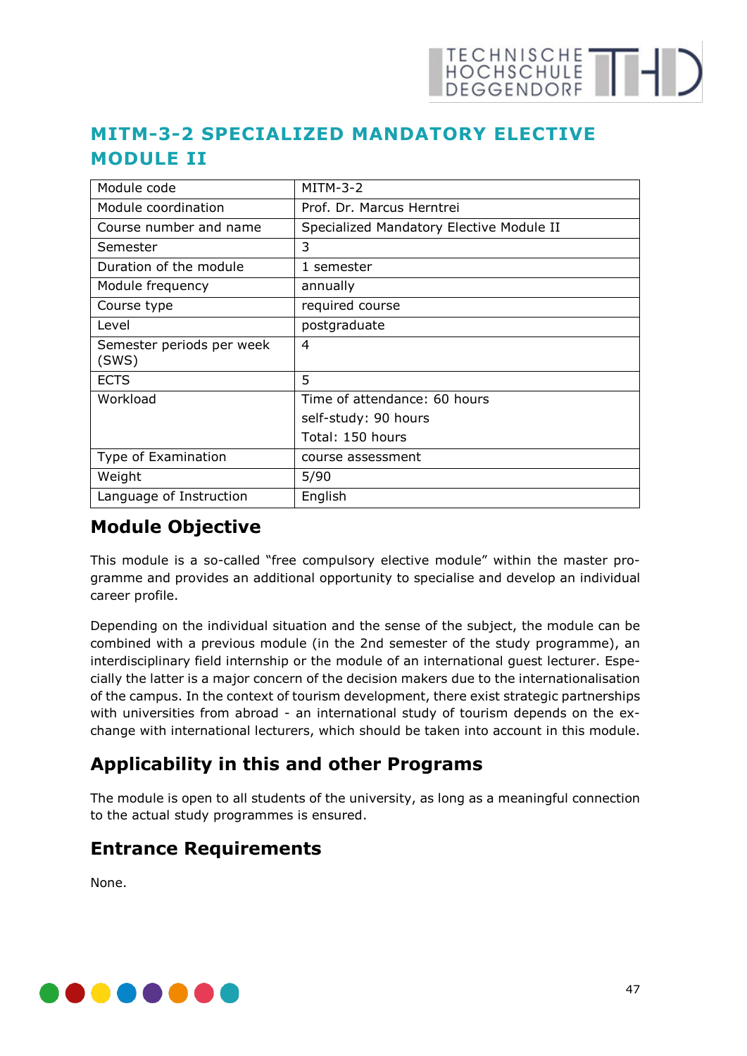# MITM-3-2 SPECIALIZED MANDATORY ELECTIVE MODULE II

| | |
|---|---|
| Module code | MITM-3-2 |
| Module coordination | Prof. Dr. Marcus Herntrei |
| Course number and name | Specialized Mandatory Elective Module II |
| Semester | 3 |
| Duration of the module | 1 semester |
| Module frequency | annually |
| Course type | required course |
| Level | postgraduate |
| Semester periods per week (SWS) | 4 |
| ECTS | 5 |
| Workload | Time of attendance: 60 hours<br>self-study: 90 hours<br>Total: 150 hours |
| Type of Examination | course assessment |
| Weight | 5/90 |
| Language of Instruction | English |

## Module Objective

This module is a so-called "free compulsory elective module" within the master programme and provides an additional opportunity to specialise and develop an individual career profile.

Depending on the individual situation and the sense of the subject, the module can be combined with a previous module (in the 2nd semester of the study programme), an interdisciplinary field internship or the module of an international guest lecturer. Especially the latter is a major concern of the decision makers due to the internationalisation of the campus. In the context of tourism development, there exist strategic partnerships with universities from abroad - an international study of tourism depends on the exchange with international lecturers, which should be taken into account in this module.

## Applicability in this and other Programs

The module is open to all students of the university, as long as a meaningful connection to the actual study programmes is ensured.

## Entrance Requirements

None.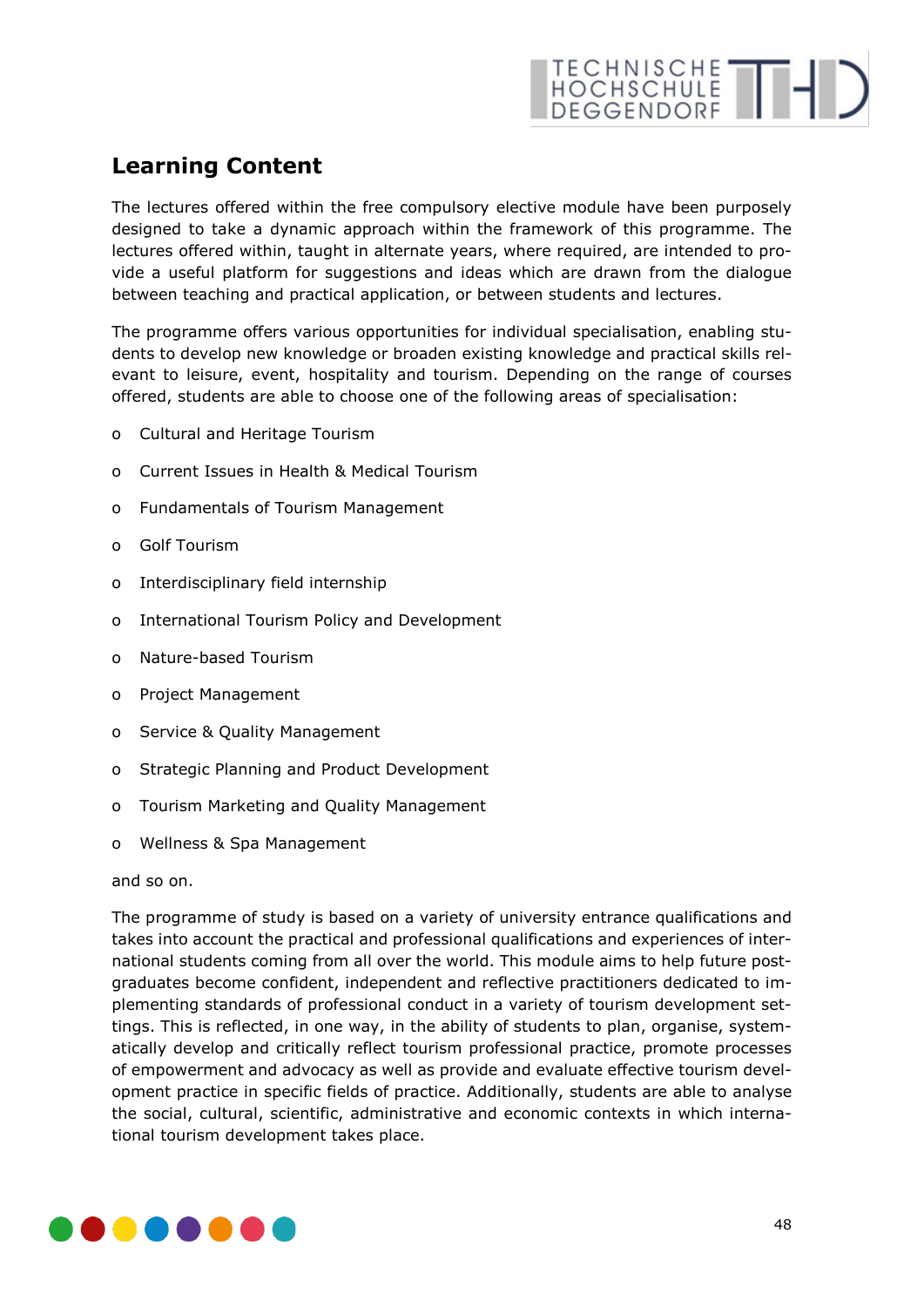## Learning Content

The lectures offered within the free compulsory elective module have been purposely designed to take a dynamic approach within the framework of this programme. The lectures offered within, taught in alternate years, where required, are intended to provide a useful platform for suggestions and ideas which are drawn from the dialogue between teaching and practical application, or between students and lectures.

The programme offers various opportunities for individual specialisation, enabling students to develop new knowledge or broaden existing knowledge and practical skills relevant to leisure, event, hospitality and tourism. Depending on the range of courses offered, students are able to choose one of the following areas of specialisation:

- Cultural and Heritage Tourism
- Current Issues in Health & Medical Tourism
- Fundamentals of Tourism Management
- Golf Tourism
- Interdisciplinary field internship
- International Tourism Policy and Development
- Nature-based Tourism
- Project Management
- Service & Quality Management
- Strategic Planning and Product Development
- Tourism Marketing and Quality Management
- Wellness & Spa Management

and so on.

The programme of study is based on a variety of university entrance qualifications and takes into account the practical and professional qualifications and experiences of international students coming from all over the world. This module aims to help future postgraduates become confident, independent and reflective practitioners dedicated to implementing standards of professional conduct in a variety of tourism development settings. This is reflected, in one way, in the ability of students to plan, organise, systematically develop and critically reflect tourism professional practice, promote processes of empowerment and advocacy as well as provide and evaluate effective tourism development practice in specific fields of practice. Additionally, students are able to analyse the social, cultural, scientific, administrative and economic contexts in which international tourism development takes place.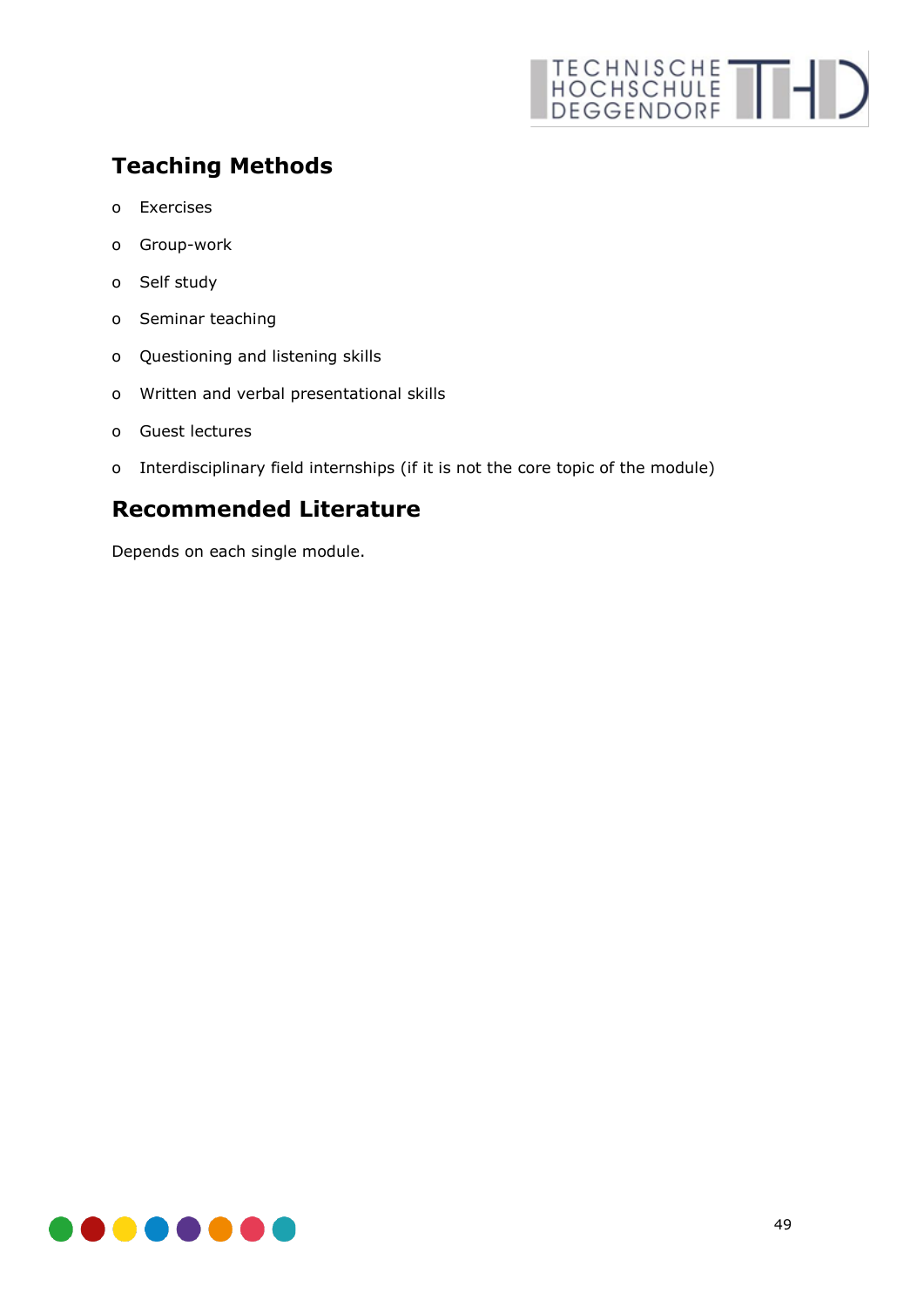## Teaching Methods

- Exercises
- Group-work
- Self study
- Seminar teaching
- Questioning and listening skills
- Written and verbal presentational skills
- Guest lectures
- Interdisciplinary field internships (if it is not the core topic of the module)

## Recommended Literature

Depends on each single module.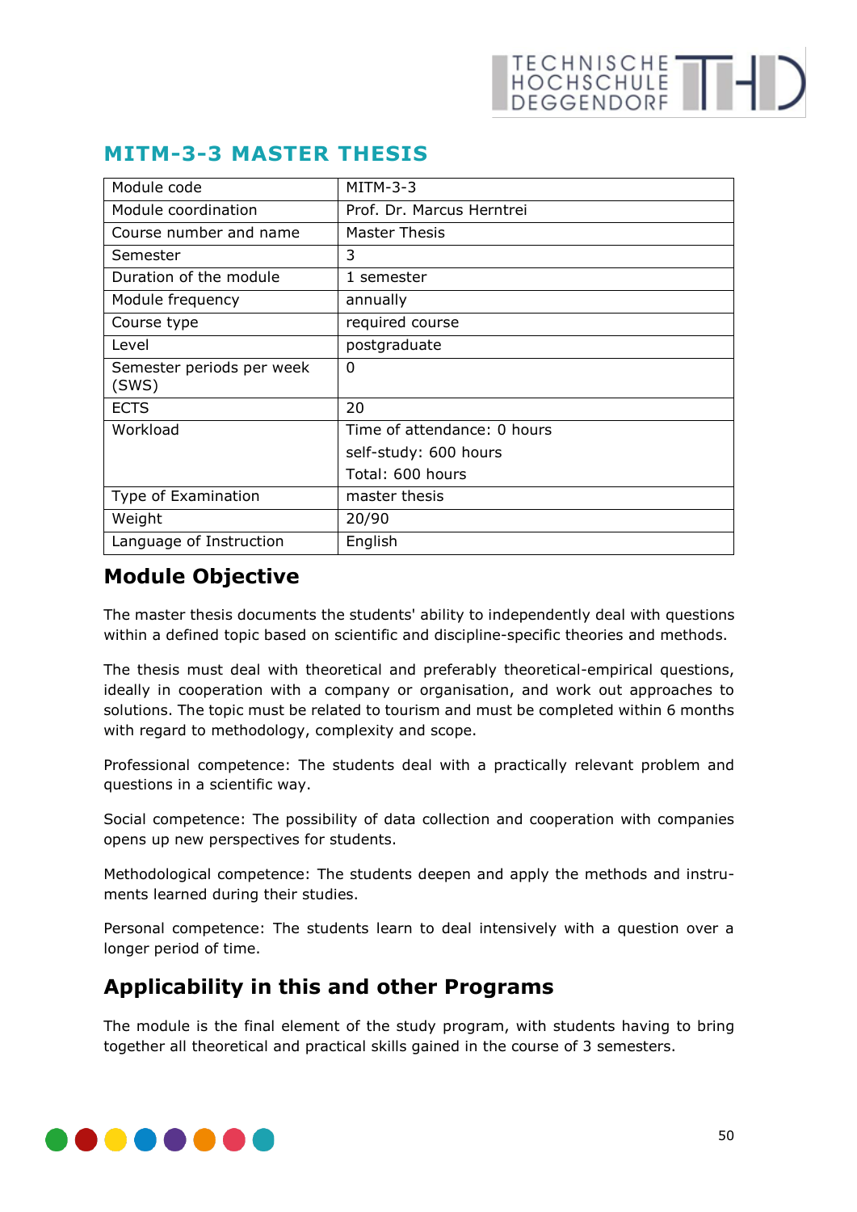## MITM-3-3 MASTER THESIS

| Module code | MITM-3-3 |
|---|---|
| Module coordination | Prof. Dr. Marcus Herntrei |
| Course number and name | Master Thesis |
| Semester | 3 |
| Duration of the module | 1 semester |
| Module frequency | annually |
| Course type | required course |
| Level | postgraduate |
| Semester periods per week (SWS) | 0 |
| ECTS | 20 |
| Workload | Time of attendance: 0 hours<br>self-study: 600 hours<br>Total: 600 hours |
| Type of Examination | master thesis |
| Weight | 20/90 |
| Language of Instruction | English |

## Module Objective

The master thesis documents the students' ability to independently deal with questions within a defined topic based on scientific and discipline-specific theories and methods.

The thesis must deal with theoretical and preferably theoretical-empirical questions, ideally in cooperation with a company or organisation, and work out approaches to solutions. The topic must be related to tourism and must be completed within 6 months with regard to methodology, complexity and scope.

Professional competence: The students deal with a practically relevant problem and questions in a scientific way.

Social competence: The possibility of data collection and cooperation with companies opens up new perspectives for students.

Methodological competence: The students deepen and apply the methods and instruments learned during their studies.

Personal competence: The students learn to deal intensively with a question over a longer period of time.

## Applicability in this and other Programs

The module is the final element of the study program, with students having to bring together all theoretical and practical skills gained in the course of 3 semesters.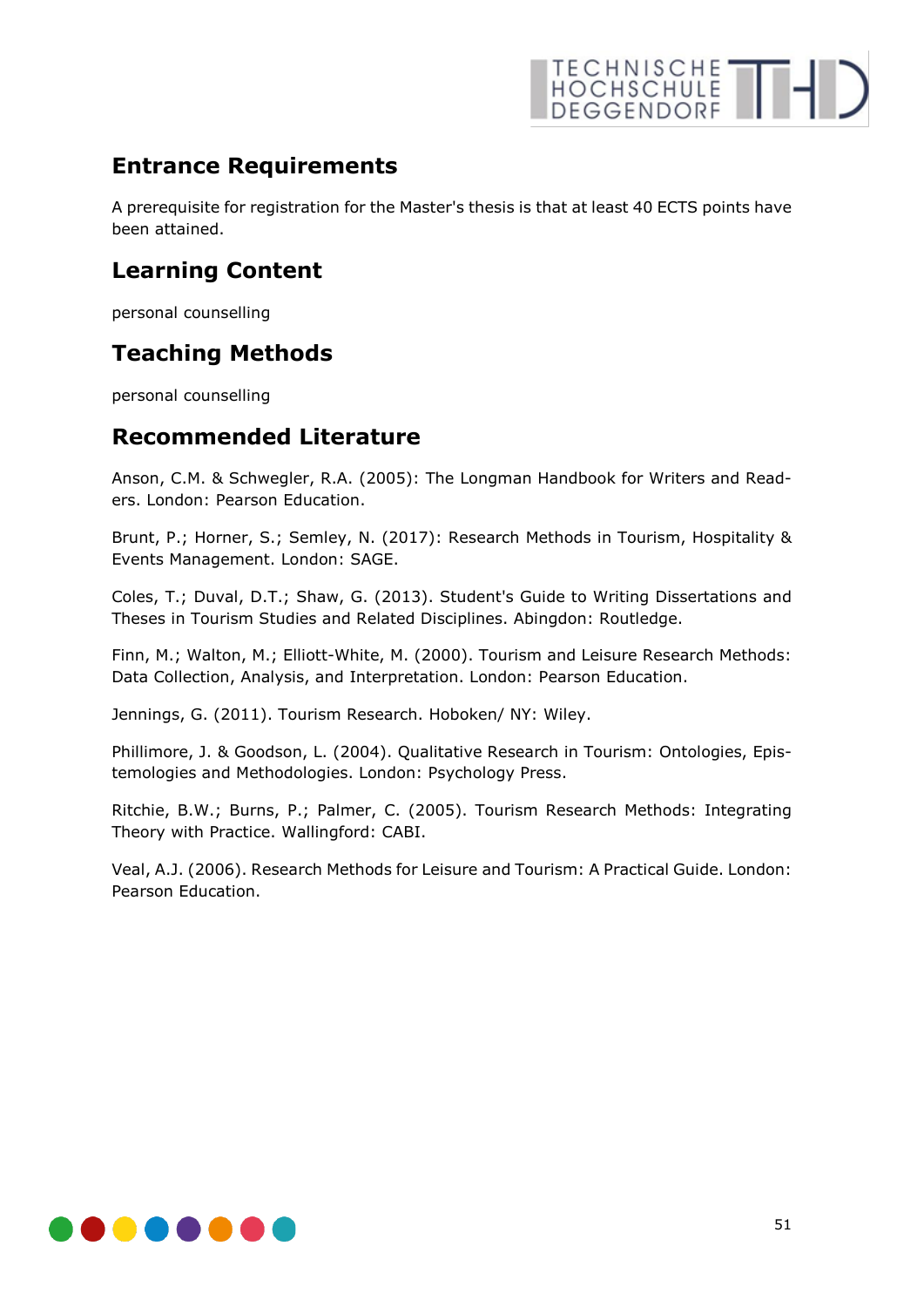## Entrance Requirements

A prerequisite for registration for the Master's thesis is that at least 40 ECTS points have been attained.

## Learning Content

personal counselling

## Teaching Methods

personal counselling

## Recommended Literature

Anson, C.M. & Schwegler, R.A. (2005): The Longman Handbook for Writers and Readers. London: Pearson Education.

Brunt, P.; Horner, S.; Semley, N. (2017): Research Methods in Tourism, Hospitality & Events Management. London: SAGE.

Coles, T.; Duval, D.T.; Shaw, G. (2013). Student's Guide to Writing Dissertations and Theses in Tourism Studies and Related Disciplines. Abingdon: Routledge.

Finn, M.; Walton, M.; Elliott-White, M. (2000). Tourism and Leisure Research Methods: Data Collection, Analysis, and Interpretation. London: Pearson Education.

Jennings, G. (2011). Tourism Research. Hoboken/ NY: Wiley.

Phillimore, J. & Goodson, L. (2004). Qualitative Research in Tourism: Ontologies, Epistemologies and Methodologies. London: Psychology Press.

Ritchie, B.W.; Burns, P.; Palmer, C. (2005). Tourism Research Methods: Integrating Theory with Practice. Wallingford: CABI.

Veal, A.J. (2006). Research Methods for Leisure and Tourism: A Practical Guide. London: Pearson Education.